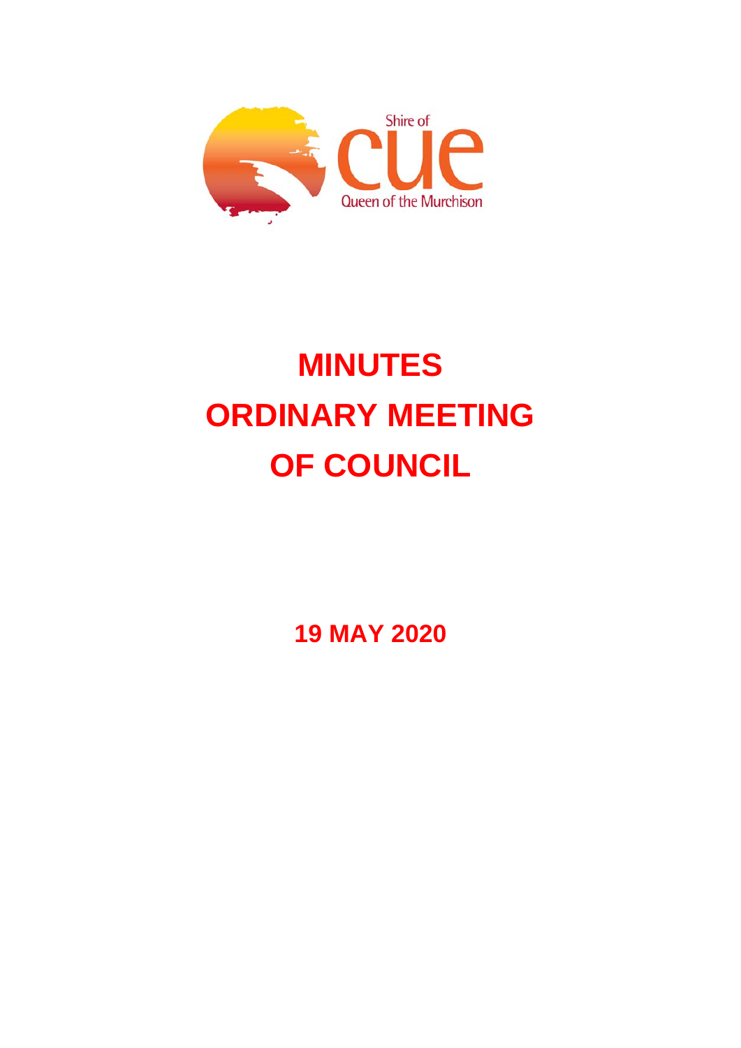Shire of

CUE

Queen of the Murchison

# MINUTES
# ORDINARY MEETING
# OF COUNCIL

**19 MAY 2020**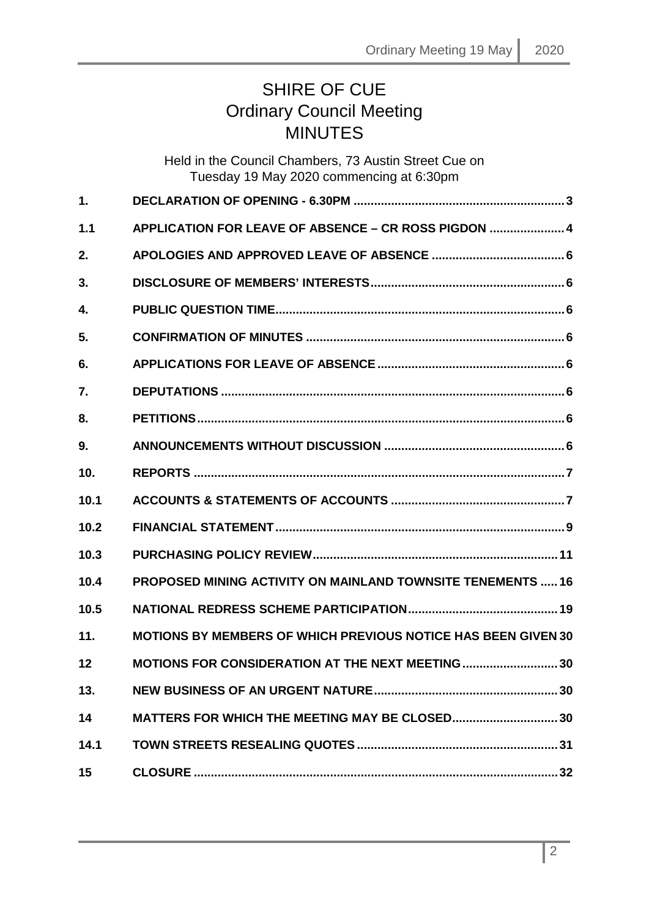# SHIRE OF CUE
## Ordinary Council Meeting
## MINUTES

Held in the Council Chambers, 73 Austin Street Cue on
Tuesday 19 May 2020 commencing at 6:30pm

| | | |
|---|---|---|
| **1.** | **DECLARATION OF OPENING - 6.30PM** | **3** |
| **1.1** | **APPLICATION FOR LEAVE OF ABSENCE – CR ROSS PIGDON** | **4** |
| **2.** | **APOLOGIES AND APPROVED LEAVE OF ABSENCE** | **6** |
| **3.** | **DISCLOSURE OF MEMBERS' INTERESTS** | **6** |
| **4.** | **PUBLIC QUESTION TIME** | **6** |
| **5.** | **CONFIRMATION OF MINUTES** | **6** |
| **6.** | **APPLICATIONS FOR LEAVE OF ABSENCE** | **6** |
| **7.** | **DEPUTATIONS** | **6** |
| **8.** | **PETITIONS** | **6** |
| **9.** | **ANNOUNCEMENTS WITHOUT DISCUSSION** | **6** |
| **10.** | **REPORTS** | **7** |
| **10.1** | **ACCOUNTS & STATEMENTS OF ACCOUNTS** | **7** |
| **10.2** | **FINANCIAL STATEMENT** | **9** |
| **10.3** | **PURCHASING POLICY REVIEW** | **11** |
| **10.4** | **PROPOSED MINING ACTIVITY ON MAINLAND TOWNSITE TENEMENTS** | **16** |
| **10.5** | **NATIONAL REDRESS SCHEME PARTICIPATION** | **19** |
| **11.** | **MOTIONS BY MEMBERS OF WHICH PREVIOUS NOTICE HAS BEEN GIVEN** | **30** |
| **12** | **MOTIONS FOR CONSIDERATION AT THE NEXT MEETING** | **30** |
| **13.** | **NEW BUSINESS OF AN URGENT NATURE** | **30** |
| **14** | **MATTERS FOR WHICH THE MEETING MAY BE CLOSED** | **30** |
| **14.1** | **TOWN STREETS RESEALING QUOTES** | **31** |
| **15** | **CLOSURE** | **32** |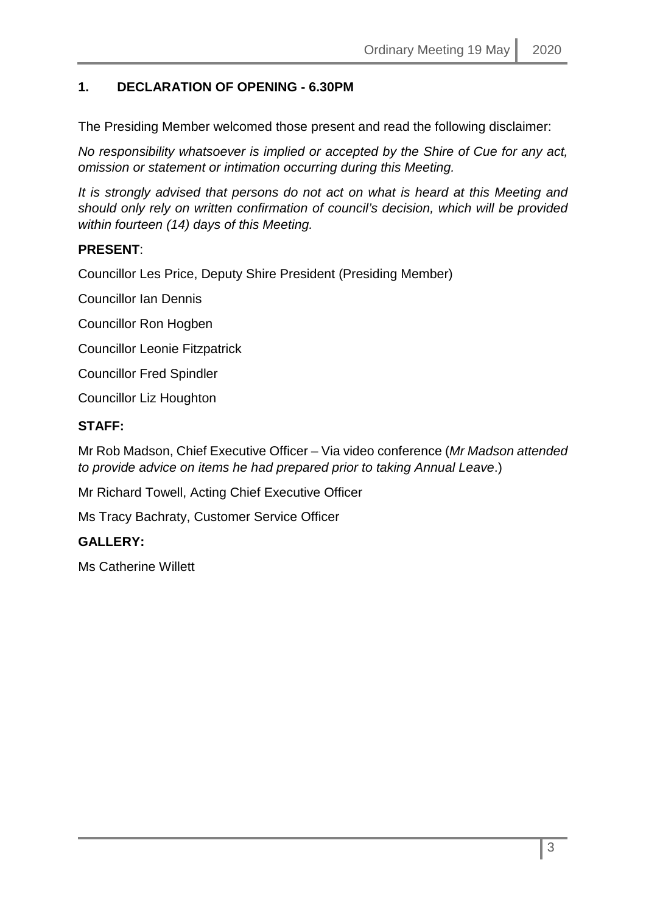## 1. DECLARATION OF OPENING - 6.30PM

The Presiding Member welcomed those present and read the following disclaimer:

*No responsibility whatsoever is implied or accepted by the Shire of Cue for any act, omission or statement or intimation occurring during this Meeting.*

*It is strongly advised that persons do not act on what is heard at this Meeting and should only rely on written confirmation of council's decision, which will be provided within fourteen (14) days of this Meeting.*

**PRESENT**:

Councillor Les Price, Deputy Shire President (Presiding Member)

Councillor Ian Dennis

Councillor Ron Hogben

Councillor Leonie Fitzpatrick

Councillor Fred Spindler

Councillor Liz Houghton

**STAFF:**

Mr Rob Madson, Chief Executive Officer – Via video conference (*Mr Madson attended to provide advice on items he had prepared prior to taking Annual Leave*.)

Mr Richard Towell, Acting Chief Executive Officer

Ms Tracy Bachraty, Customer Service Officer

**GALLERY:**

Ms Catherine Willett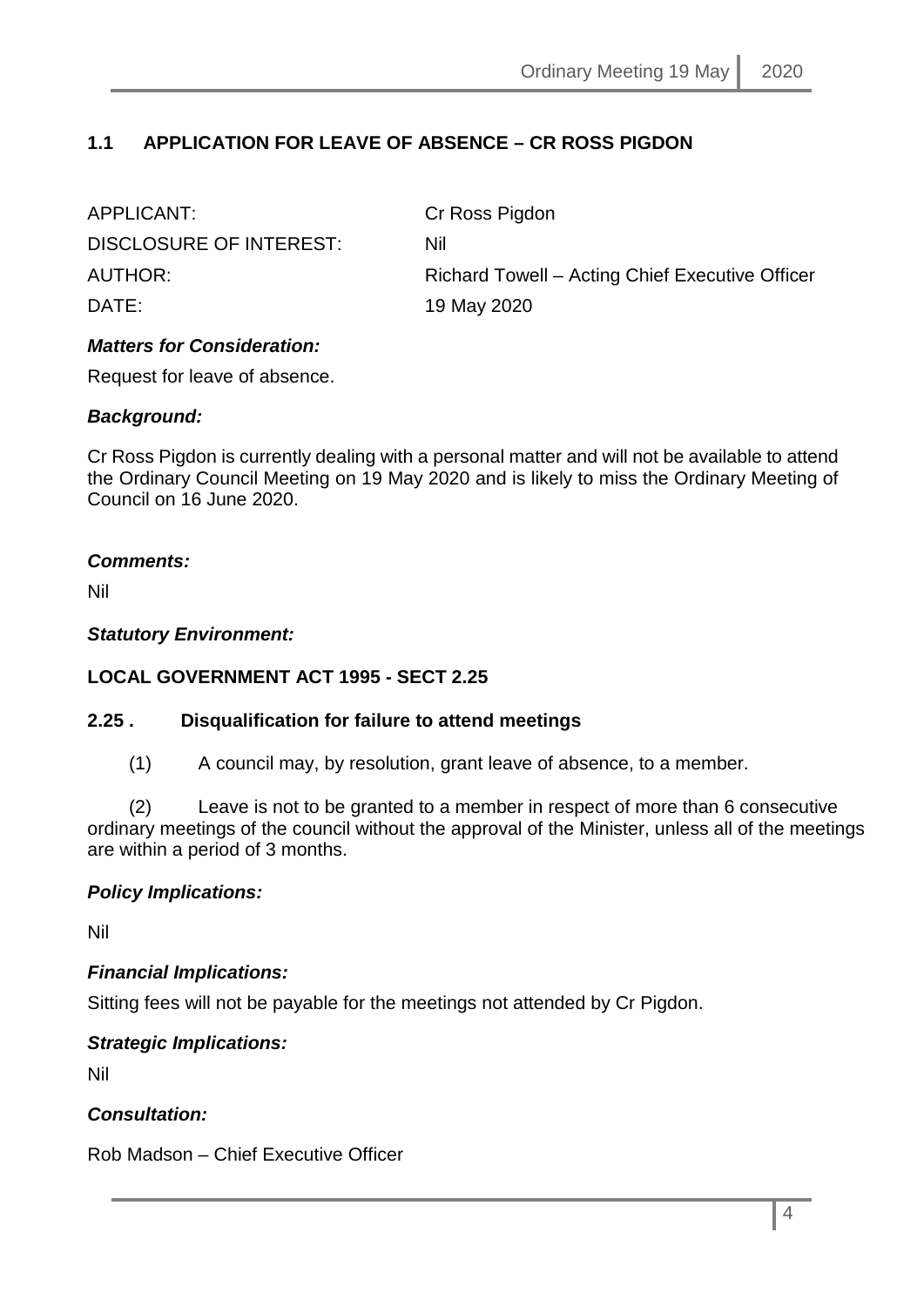## 1.1 APPLICATION FOR LEAVE OF ABSENCE – CR ROSS PIGDON

| | |
|---|---|
| APPLICANT: | Cr Ross Pigdon |
| DISCLOSURE OF INTEREST: | Nil |
| AUTHOR: | Richard Towell – Acting Chief Executive Officer |
| DATE: | 19 May 2020 |

***Matters for Consideration:***

Request for leave of absence.

***Background:***

Cr Ross Pigdon is currently dealing with a personal matter and will not be available to attend the Ordinary Council Meeting on 19 May 2020 and is likely to miss the Ordinary Meeting of Council on 16 June 2020.

***Comments:***

Nil

***Statutory Environment:***

**LOCAL GOVERNMENT ACT 1995 - SECT 2.25**

**2.25 . Disqualification for failure to attend meetings**

(1) A council may, by resolution, grant leave of absence, to a member.

(2) Leave is not to be granted to a member in respect of more than 6 consecutive ordinary meetings of the council without the approval of the Minister, unless all of the meetings are within a period of 3 months.

***Policy Implications:***

Nil

***Financial Implications:***

Sitting fees will not be payable for the meetings not attended by Cr Pigdon.

***Strategic Implications:***

Nil

***Consultation:***

Rob Madson – Chief Executive Officer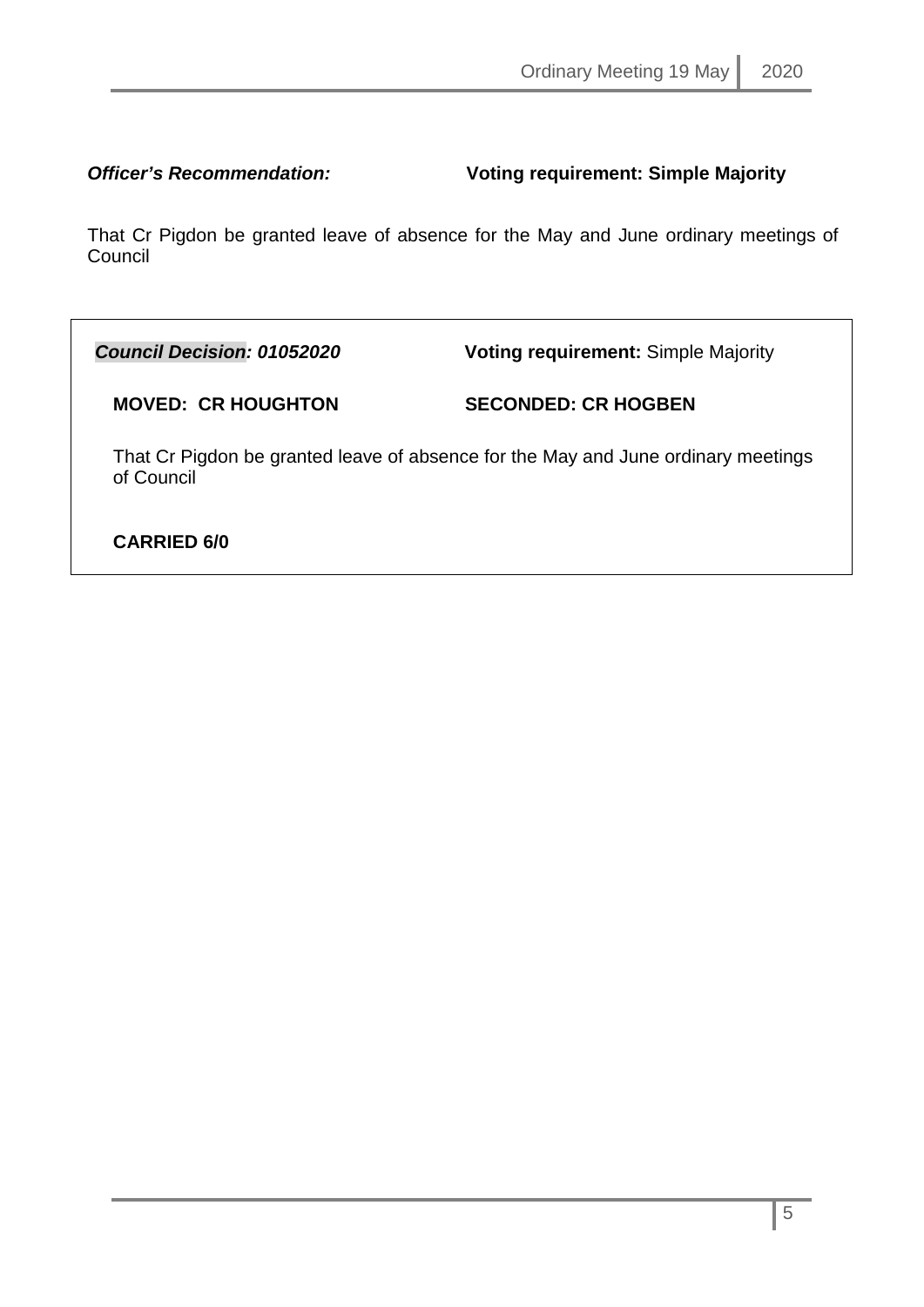***Officer's Recommendation:*** **Voting requirement: Simple Majority**

That Cr Pigdon be granted leave of absence for the May and June ordinary meetings of Council

***Council Decision: 01052020*** **Voting requirement:** Simple Majority

**MOVED: CR HOUGHTON** **SECONDED: CR HOGBEN**

That Cr Pigdon be granted leave of absence for the May and June ordinary meetings of Council

**CARRIED 6/0**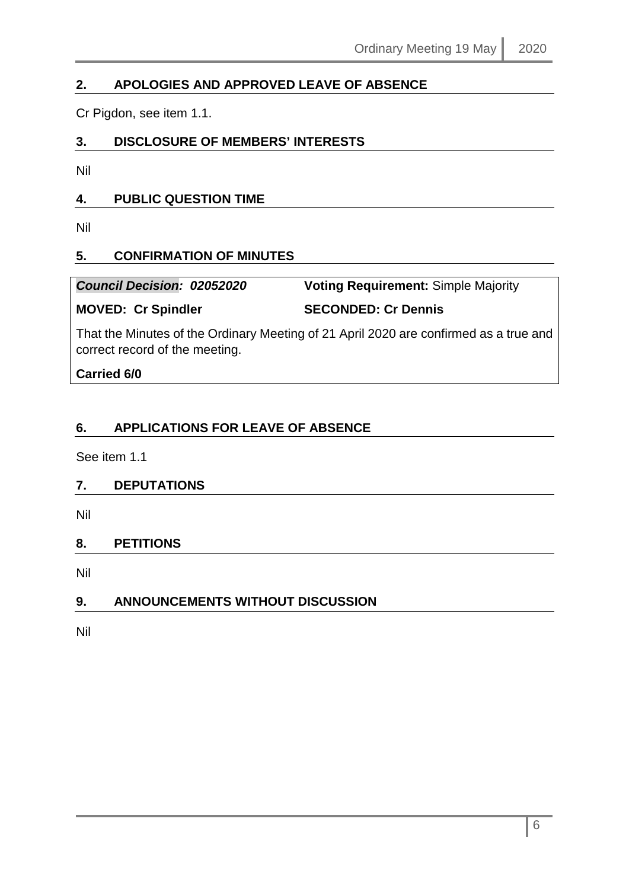## 2. APOLOGIES AND APPROVED LEAVE OF ABSENCE

Cr Pigdon, see item 1.1.

## 3. DISCLOSURE OF MEMBERS' INTERESTS

Nil

## 4. PUBLIC QUESTION TIME

Nil

## 5. CONFIRMATION OF MINUTES

***Council Decision: 02052020*** **Voting Requirement:** Simple Majority

**MOVED: Cr Spindler** **SECONDED: Cr Dennis**

That the Minutes of the Ordinary Meeting of 21 April 2020 are confirmed as a true and correct record of the meeting.

**Carried 6/0**

## 6. APPLICATIONS FOR LEAVE OF ABSENCE

See item 1.1

## 7. DEPUTATIONS

Nil

## 8. PETITIONS

Nil

## 9. ANNOUNCEMENTS WITHOUT DISCUSSION

Nil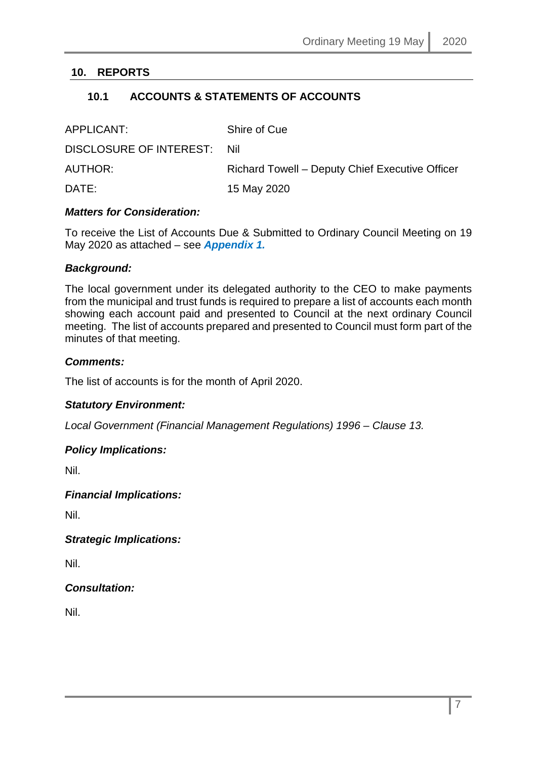## 10. REPORTS

### 10.1 ACCOUNTS & STATEMENTS OF ACCOUNTS

| | |
|---|---|
| APPLICANT: | Shire of Cue |
| DISCLOSURE OF INTEREST: | Nil |
| AUTHOR: | Richard Towell – Deputy Chief Executive Officer |
| DATE: | 15 May 2020 |

***Matters for Consideration:***

To receive the List of Accounts Due & Submitted to Ordinary Council Meeting on 19 May 2020 as attached – see ***Appendix 1.***

***Background:***

The local government under its delegated authority to the CEO to make payments from the municipal and trust funds is required to prepare a list of accounts each month showing each account paid and presented to Council at the next ordinary Council meeting. The list of accounts prepared and presented to Council must form part of the minutes of that meeting.

***Comments:***

The list of accounts is for the month of April 2020.

***Statutory Environment:***

*Local Government (Financial Management Regulations) 1996 – Clause 13.*

***Policy Implications:***

Nil.

***Financial Implications:***

Nil.

***Strategic Implications:***

Nil.

***Consultation:***

Nil.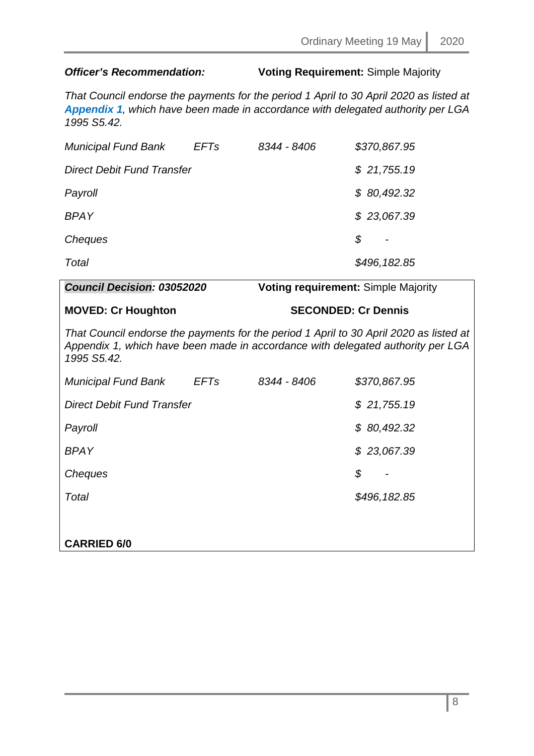***Officer's Recommendation:*** **Voting Requirement:** Simple Majority

*That Council endorse the payments for the period 1 April to 30 April 2020 as listed at* ***Appendix 1****, which have been made in accordance with delegated authority per LGA 1995 S5.42.*

| | | | |
|---|---|---|---|
| *Municipal Fund Bank* | *EFTs* | *8344 - 8406* | *$370,867.95* |
| *Direct Debit Fund Transfer* | | | *$ 21,755.19* |
| *Payroll* | | | *$ 80,492.32* |
| *BPAY* | | | *$ 23,067.39* |
| *Cheques* | | | *$ -* |
| *Total* | | | *$496,182.85* |

***Council Decision: 03052020*** **Voting requirement:** Simple Majority

**MOVED: Cr Houghton** **SECONDED: Cr Dennis**

*That Council endorse the payments for the period 1 April to 30 April 2020 as listed at Appendix 1, which have been made in accordance with delegated authority per LGA 1995 S5.42.*

| | | | |
|---|---|---|---|
| *Municipal Fund Bank* | *EFTs* | *8344 - 8406* | *$370,867.95* |
| *Direct Debit Fund Transfer* | | | *$ 21,755.19* |
| *Payroll* | | | *$ 80,492.32* |
| *BPAY* | | | *$ 23,067.39* |
| *Cheques* | | | *$ -* |
| *Total* | | | *$496,182.85* |

**CARRIED 6/0**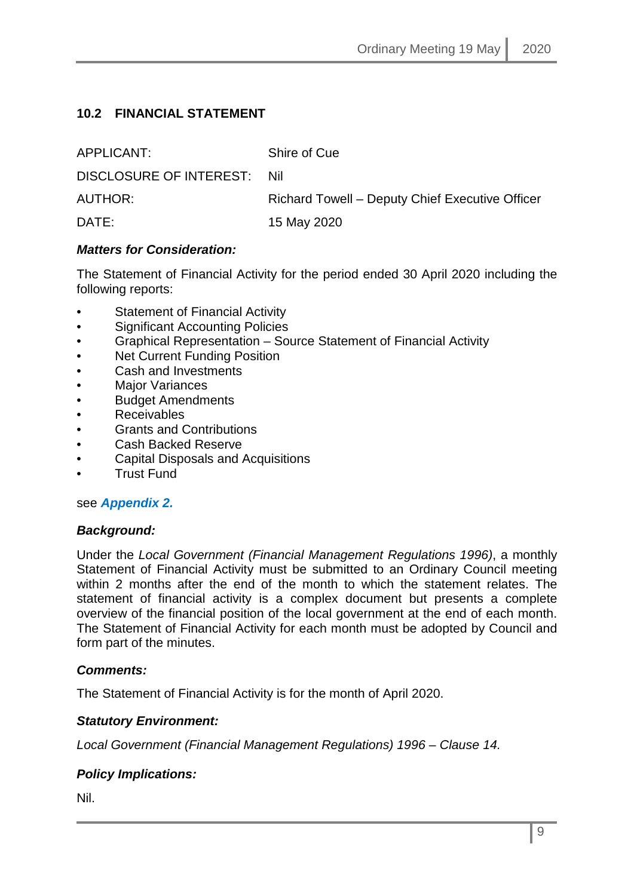## 10.2 FINANCIAL STATEMENT

| | |
|---|---|
| APPLICANT: | Shire of Cue |
| DISCLOSURE OF INTEREST: | Nil |
| AUTHOR: | Richard Towell – Deputy Chief Executive Officer |
| DATE: | 15 May 2020 |

***Matters for Consideration:***

The Statement of Financial Activity for the period ended 30 April 2020 including the following reports:

- Statement of Financial Activity
- Significant Accounting Policies
- Graphical Representation – Source Statement of Financial Activity
- Net Current Funding Position
- Cash and Investments
- Major Variances
- Budget Amendments
- Receivables
- Grants and Contributions
- Cash Backed Reserve
- Capital Disposals and Acquisitions
- Trust Fund

see ***Appendix 2.***

***Background:***

Under the *Local Government (Financial Management Regulations 1996)*, a monthly Statement of Financial Activity must be submitted to an Ordinary Council meeting within 2 months after the end of the month to which the statement relates. The statement of financial activity is a complex document but presents a complete overview of the financial position of the local government at the end of each month. The Statement of Financial Activity for each month must be adopted by Council and form part of the minutes.

***Comments:***

The Statement of Financial Activity is for the month of April 2020.

***Statutory Environment:***

*Local Government (Financial Management Regulations) 1996 – Clause 14.*

***Policy Implications:***

Nil.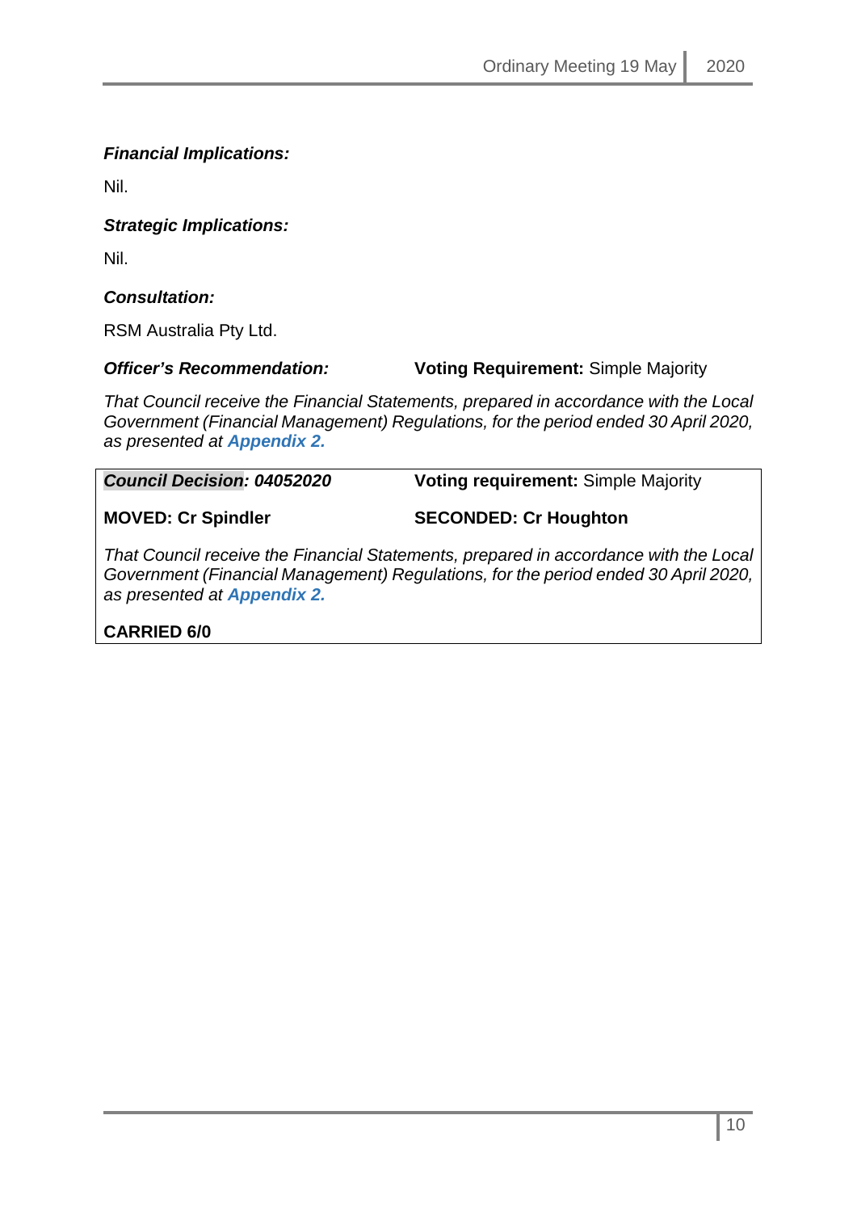***Financial Implications:***

Nil.

***Strategic Implications:***

Nil.

***Consultation:***

RSM Australia Pty Ltd.

***Officer's Recommendation:*** **Voting Requirement:** Simple Majority

*That Council receive the Financial Statements, prepared in accordance with the Local Government (Financial Management) Regulations, for the period ended 30 April 2020, as presented at **Appendix 2.***

***Council Decision:* 04052020** **Voting requirement:** Simple Majority

**MOVED: Cr Spindler** **SECONDED: Cr Houghton**

*That Council receive the Financial Statements, prepared in accordance with the Local Government (Financial Management) Regulations, for the period ended 30 April 2020, as presented at **Appendix 2.***

**CARRIED 6/0**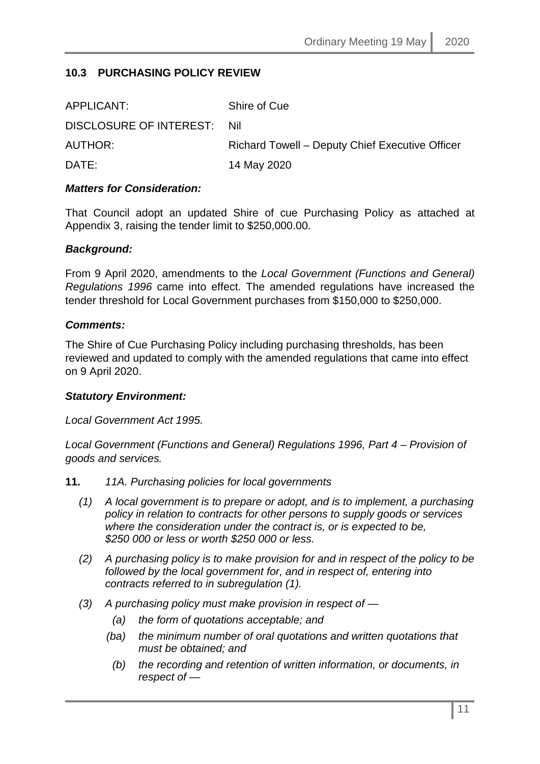### 10.3 PURCHASING POLICY REVIEW

| | |
|---|---|
| APPLICANT: | Shire of Cue |
| DISCLOSURE OF INTEREST: | Nil |
| AUTHOR: | Richard Towell – Deputy Chief Executive Officer |
| DATE: | 14 May 2020 |

***Matters for Consideration:***

That Council adopt an updated Shire of cue Purchasing Policy as attached at Appendix 3, raising the tender limit to $250,000.00.

***Background:***

From 9 April 2020, amendments to the *Local Government (Functions and General) Regulations 1996* came into effect. The amended regulations have increased the tender threshold for Local Government purchases from $150,000 to $250,000.

***Comments:***

The Shire of Cue Purchasing Policy including purchasing thresholds, has been reviewed and updated to comply with the amended regulations that came into effect on 9 April 2020.

***Statutory Environment:***

*Local Government Act 1995.*

*Local Government (Functions and General) Regulations 1996, Part 4 – Provision of goods and services.*

**11.** *11A. Purchasing policies for local governments*

*(1) A local government is to prepare or adopt, and is to implement, a purchasing policy in relation to contracts for other persons to supply goods or services where the consideration under the contract is, or is expected to be, $250 000 or less or worth $250 000 or less.*

*(2) A purchasing policy is to make provision for and in respect of the policy to be followed by the local government for, and in respect of, entering into contracts referred to in subregulation (1).*

*(3) A purchasing policy must make provision in respect of —*

*(a) the form of quotations acceptable; and*

*(ba) the minimum number of oral quotations and written quotations that must be obtained; and*

*(b) the recording and retention of written information, or documents, in respect of —*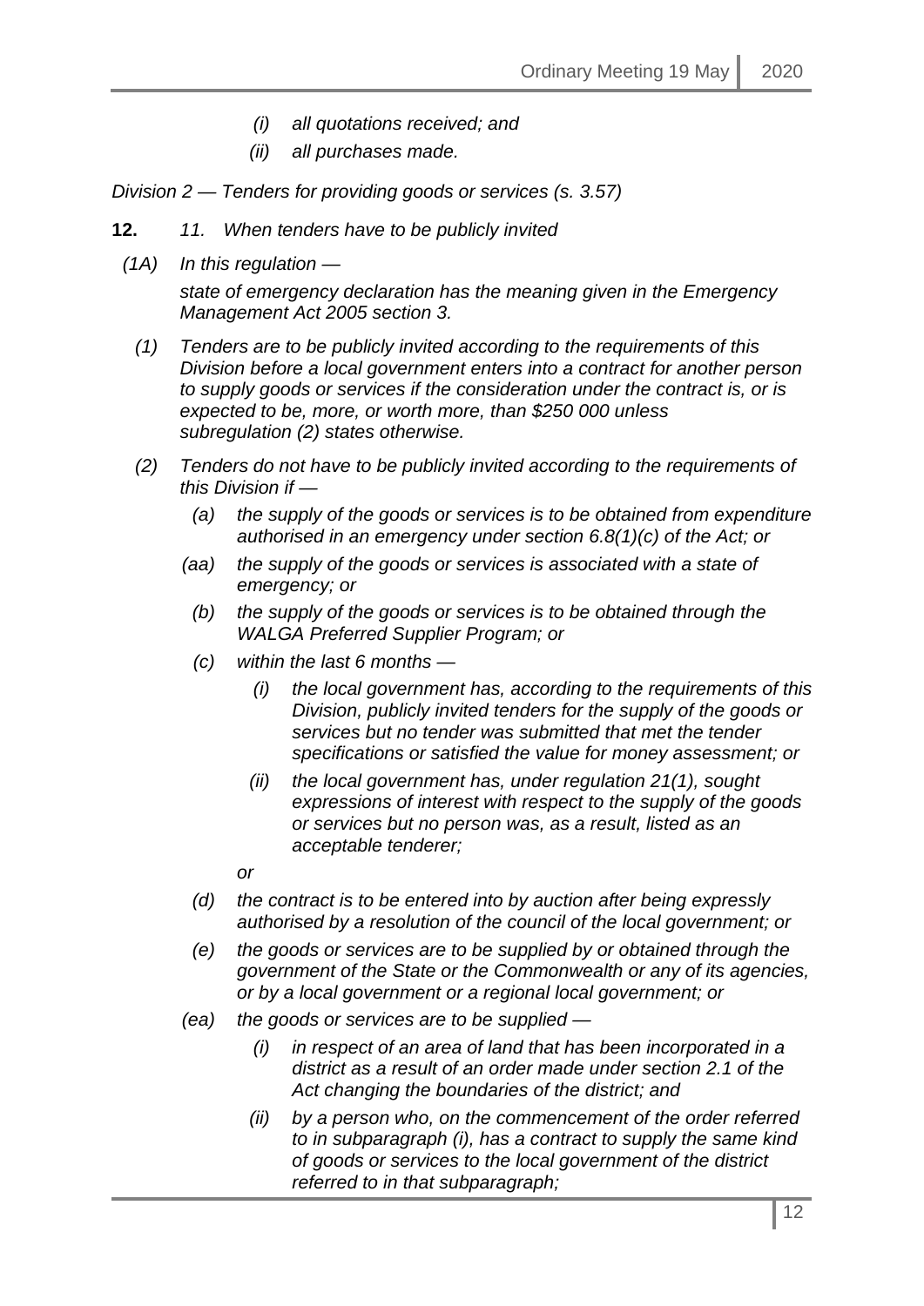*(i) all quotations received; and*

*(ii) all purchases made.*

*Division 2 — Tenders for providing goods or services (s. 3.57)*

**12.** *11. When tenders have to be publicly invited*

*(1A) In this regulation —*

*state of emergency declaration has the meaning given in the Emergency Management Act 2005 section 3.*

*(1) Tenders are to be publicly invited according to the requirements of this Division before a local government enters into a contract for another person to supply goods or services if the consideration under the contract is, or is expected to be, more, or worth more, than $250 000 unless subregulation (2) states otherwise.*

*(2) Tenders do not have to be publicly invited according to the requirements of this Division if —*

*(a) the supply of the goods or services is to be obtained from expenditure authorised in an emergency under section 6.8(1)(c) of the Act; or*

*(aa) the supply of the goods or services is associated with a state of emergency; or*

*(b) the supply of the goods or services is to be obtained through the WALGA Preferred Supplier Program; or*

*(c) within the last 6 months —*

*(i) the local government has, according to the requirements of this Division, publicly invited tenders for the supply of the goods or services but no tender was submitted that met the tender specifications or satisfied the value for money assessment; or*

*(ii) the local government has, under regulation 21(1), sought expressions of interest with respect to the supply of the goods or services but no person was, as a result, listed as an acceptable tenderer;*

*or*

*(d) the contract is to be entered into by auction after being expressly authorised by a resolution of the council of the local government; or*

*(e) the goods or services are to be supplied by or obtained through the government of the State or the Commonwealth or any of its agencies, or by a local government or a regional local government; or*

*(ea) the goods or services are to be supplied —*

*(i) in respect of an area of land that has been incorporated in a district as a result of an order made under section 2.1 of the Act changing the boundaries of the district; and*

*(ii) by a person who, on the commencement of the order referred to in subparagraph (i), has a contract to supply the same kind of goods or services to the local government of the district referred to in that subparagraph;*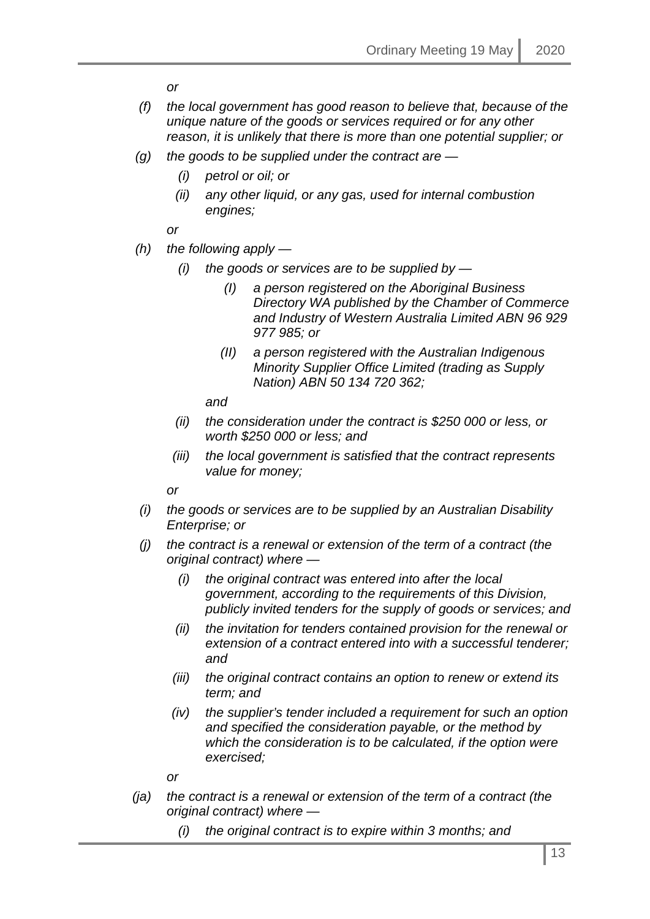*or*

*(f) the local government has good reason to believe that, because of the unique nature of the goods or services required or for any other reason, it is unlikely that there is more than one potential supplier; or*

*(g) the goods to be supplied under the contract are —*

*(i) petrol or oil; or*

*(ii) any other liquid, or any gas, used for internal combustion engines;*

*or*

*(h) the following apply —*

*(i) the goods or services are to be supplied by —*

*(I) a person registered on the Aboriginal Business Directory WA published by the Chamber of Commerce and Industry of Western Australia Limited ABN 96 929 977 985; or*

*(II) a person registered with the Australian Indigenous Minority Supplier Office Limited (trading as Supply Nation) ABN 50 134 720 362;*

*and*

*(ii) the consideration under the contract is \$250 000 or less, or worth \$250 000 or less; and*

*(iii) the local government is satisfied that the contract represents value for money;*

*or*

*(i) the goods or services are to be supplied by an Australian Disability Enterprise; or*

*(j) the contract is a renewal or extension of the term of a contract (the original contract) where —*

*(i) the original contract was entered into after the local government, according to the requirements of this Division, publicly invited tenders for the supply of goods or services; and*

*(ii) the invitation for tenders contained provision for the renewal or extension of a contract entered into with a successful tenderer; and*

*(iii) the original contract contains an option to renew or extend its term; and*

*(iv) the supplier's tender included a requirement for such an option and specified the consideration payable, or the method by which the consideration is to be calculated, if the option were exercised;*

*or*

*(ja) the contract is a renewal or extension of the term of a contract (the original contract) where —*

*(i) the original contract is to expire within 3 months; and*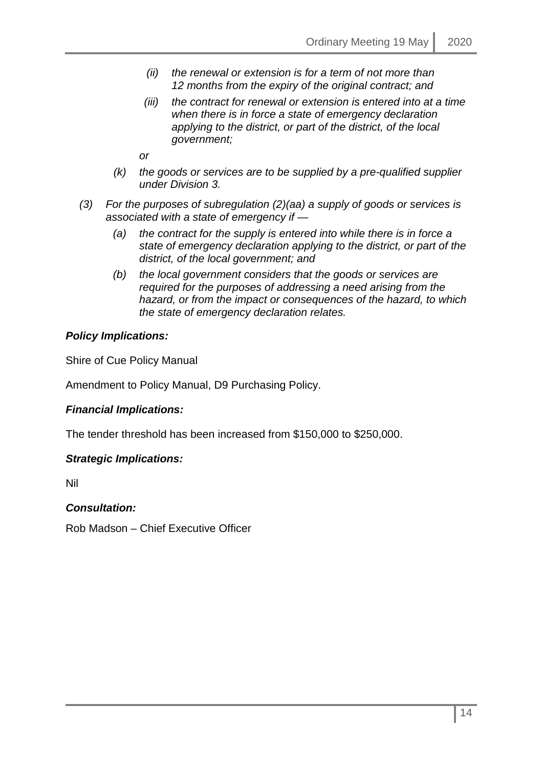*(ii) the renewal or extension is for a term of not more than 12 months from the expiry of the original contract; and*

*(iii) the contract for renewal or extension is entered into at a time when there is in force a state of emergency declaration applying to the district, or part of the district, of the local government;*

*or*

*(k) the goods or services are to be supplied by a pre-qualified supplier under Division 3.*

*(3) For the purposes of subregulation (2)(aa) a supply of goods or services is associated with a state of emergency if —*

*(a) the contract for the supply is entered into while there is in force a state of emergency declaration applying to the district, or part of the district, of the local government; and*

*(b) the local government considers that the goods or services are required for the purposes of addressing a need arising from the hazard, or from the impact or consequences of the hazard, to which the state of emergency declaration relates.*

***Policy Implications:***

Shire of Cue Policy Manual

Amendment to Policy Manual, D9 Purchasing Policy.

***Financial Implications:***

The tender threshold has been increased from $150,000 to $250,000.

***Strategic Implications:***

Nil

***Consultation:***

Rob Madson – Chief Executive Officer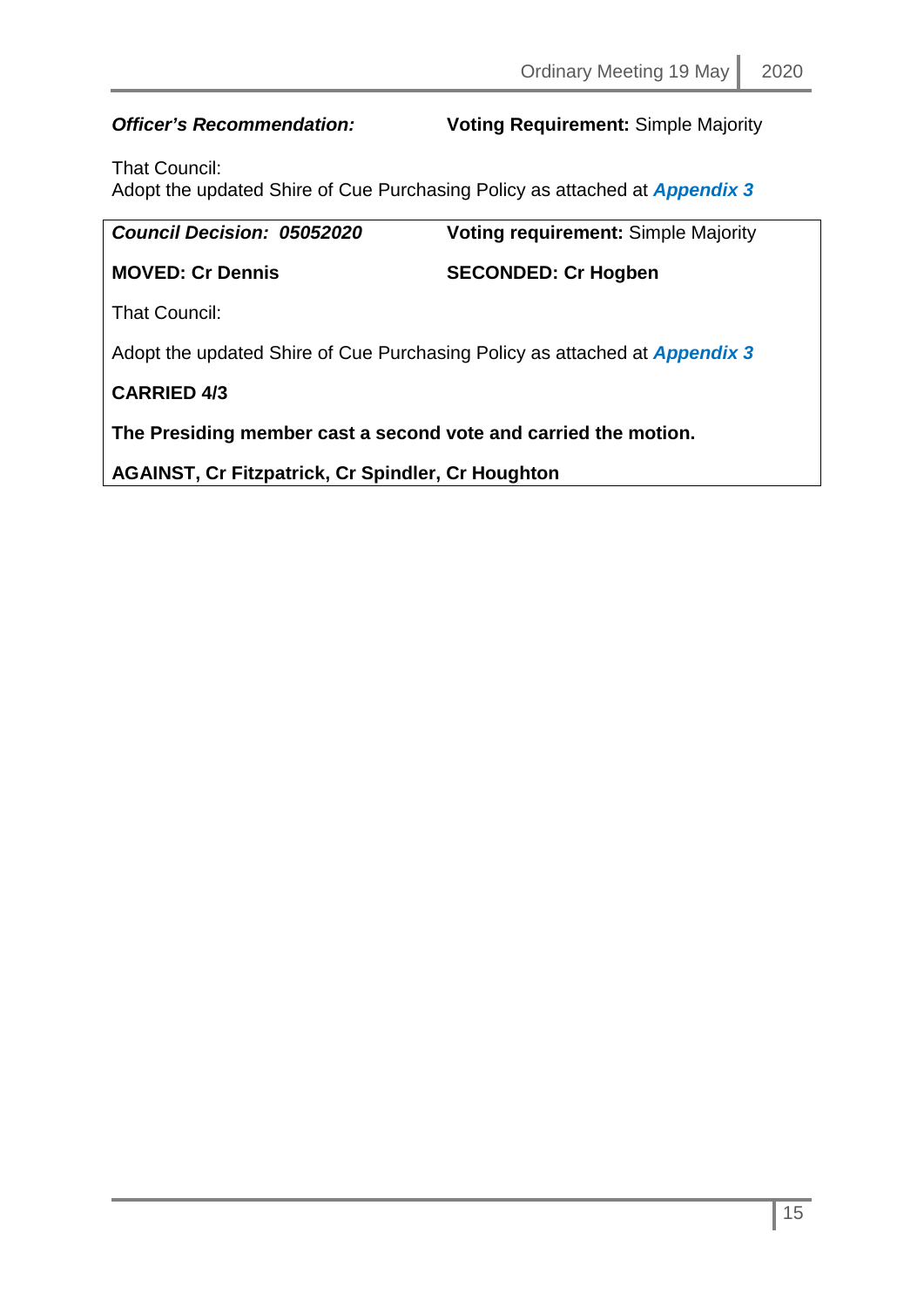***Officer's Recommendation:*** **Voting Requirement:** Simple Majority

That Council:
Adopt the updated Shire of Cue Purchasing Policy as attached at ***Appendix 3***

***Council Decision: 05052020*** **Voting requirement:** Simple Majority

**MOVED: Cr Dennis** **SECONDED: Cr Hogben**

That Council:

Adopt the updated Shire of Cue Purchasing Policy as attached at ***Appendix 3***

**CARRIED 4/3**

**The Presiding member cast a second vote and carried the motion.**

**AGAINST, Cr Fitzpatrick, Cr Spindler, Cr Houghton**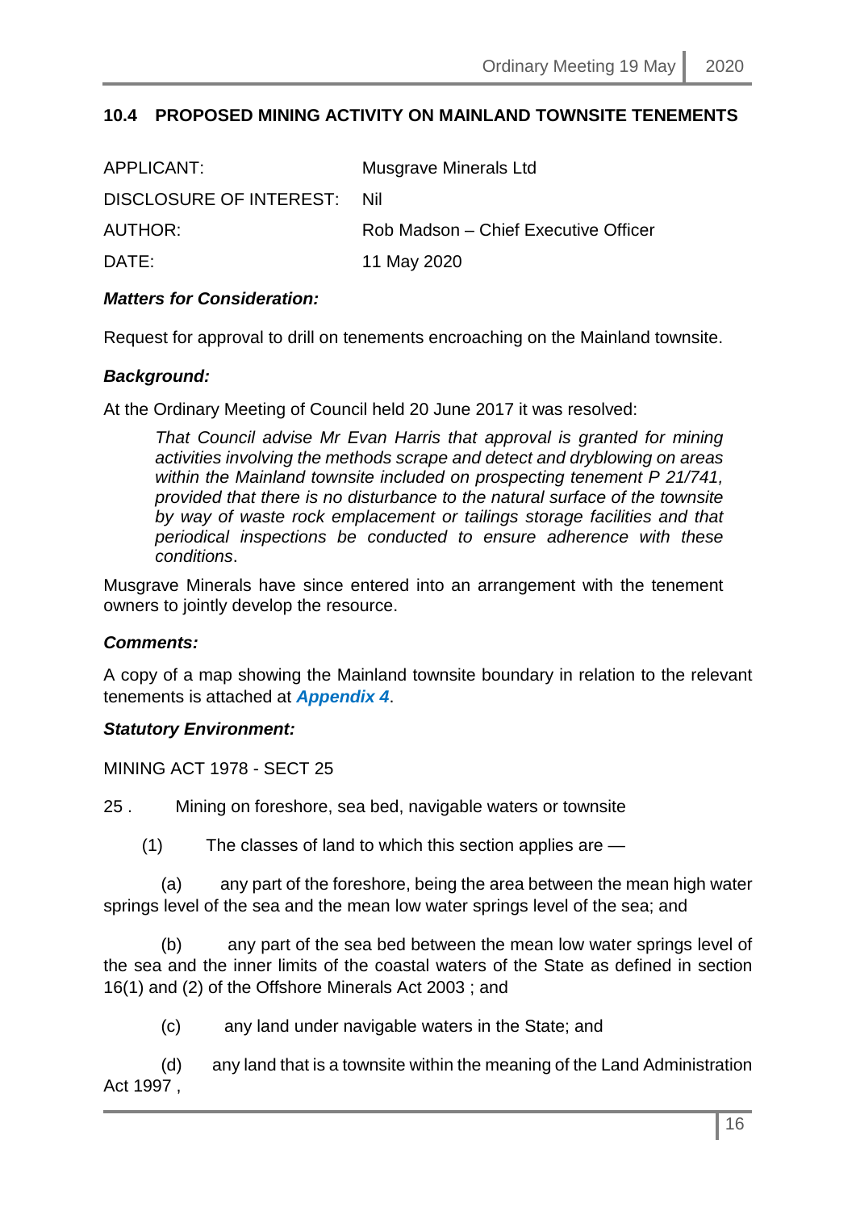## 10.4 PROPOSED MINING ACTIVITY ON MAINLAND TOWNSITE TENEMENTS

| | |
|---|---|
| APPLICANT: | Musgrave Minerals Ltd |
| DISCLOSURE OF INTEREST: | Nil |
| AUTHOR: | Rob Madson – Chief Executive Officer |
| DATE: | 11 May 2020 |

***Matters for Consideration:***

Request for approval to drill on tenements encroaching on the Mainland townsite.

***Background:***

At the Ordinary Meeting of Council held 20 June 2017 it was resolved:

> *That Council advise Mr Evan Harris that approval is granted for mining activities involving the methods scrape and detect and dryblowing on areas within the Mainland townsite included on prospecting tenement P 21/741, provided that there is no disturbance to the natural surface of the townsite by way of waste rock emplacement or tailings storage facilities and that periodical inspections be conducted to ensure adherence with these conditions*.

Musgrave Minerals have since entered into an arrangement with the tenement owners to jointly develop the resource.

***Comments:***

A copy of a map showing the Mainland townsite boundary in relation to the relevant tenements is attached at ***Appendix 4***.

***Statutory Environment:***

MINING ACT 1978 - SECT 25

25 . Mining on foreshore, sea bed, navigable waters or townsite

(1) The classes of land to which this section applies are —

(a) any part of the foreshore, being the area between the mean high water springs level of the sea and the mean low water springs level of the sea; and

(b) any part of the sea bed between the mean low water springs level of the sea and the inner limits of the coastal waters of the State as defined in section 16(1) and (2) of the Offshore Minerals Act 2003 ; and

(c) any land under navigable waters in the State; and

(d) any land that is a townsite within the meaning of the Land Administration Act 1997 ,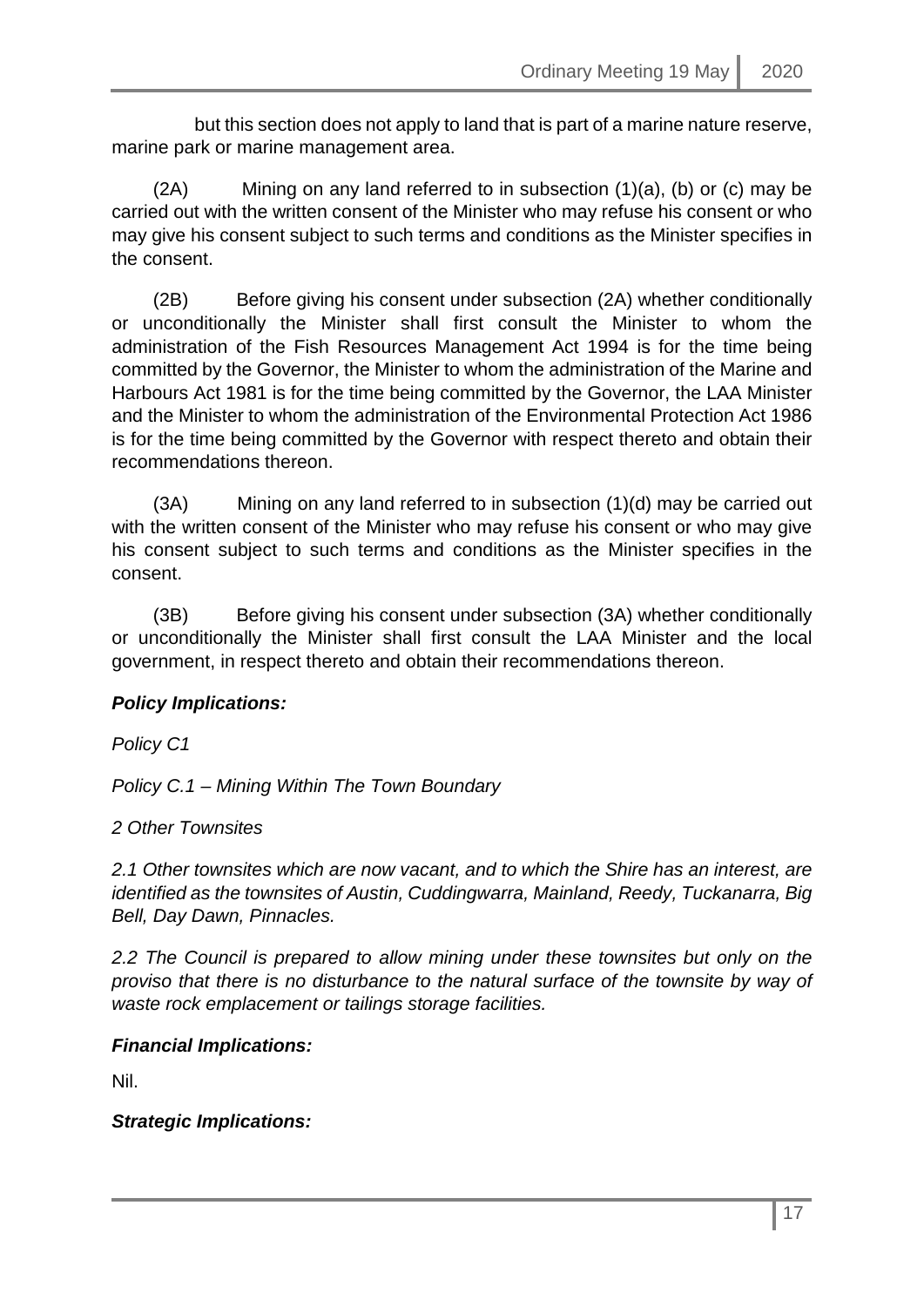but this section does not apply to land that is part of a marine nature reserve, marine park or marine management area.

(2A) Mining on any land referred to in subsection (1)(a), (b) or (c) may be carried out with the written consent of the Minister who may refuse his consent or who may give his consent subject to such terms and conditions as the Minister specifies in the consent.

(2B) Before giving his consent under subsection (2A) whether conditionally or unconditionally the Minister shall first consult the Minister to whom the administration of the Fish Resources Management Act 1994 is for the time being committed by the Governor, the Minister to whom the administration of the Marine and Harbours Act 1981 is for the time being committed by the Governor, the LAA Minister and the Minister to whom the administration of the Environmental Protection Act 1986 is for the time being committed by the Governor with respect thereto and obtain their recommendations thereon.

(3A) Mining on any land referred to in subsection (1)(d) may be carried out with the written consent of the Minister who may refuse his consent or who may give his consent subject to such terms and conditions as the Minister specifies in the consent.

(3B) Before giving his consent under subsection (3A) whether conditionally or unconditionally the Minister shall first consult the LAA Minister and the local government, in respect thereto and obtain their recommendations thereon.

***Policy Implications:***

*Policy C1*

*Policy C.1 – Mining Within The Town Boundary*

*2 Other Townsites*

*2.1 Other townsites which are now vacant, and to which the Shire has an interest, are identified as the townsites of Austin, Cuddingwarra, Mainland, Reedy, Tuckanarra, Big Bell, Day Dawn, Pinnacles.*

*2.2 The Council is prepared to allow mining under these townsites but only on the proviso that there is no disturbance to the natural surface of the townsite by way of waste rock emplacement or tailings storage facilities.*

***Financial Implications:***

Nil.

***Strategic Implications:***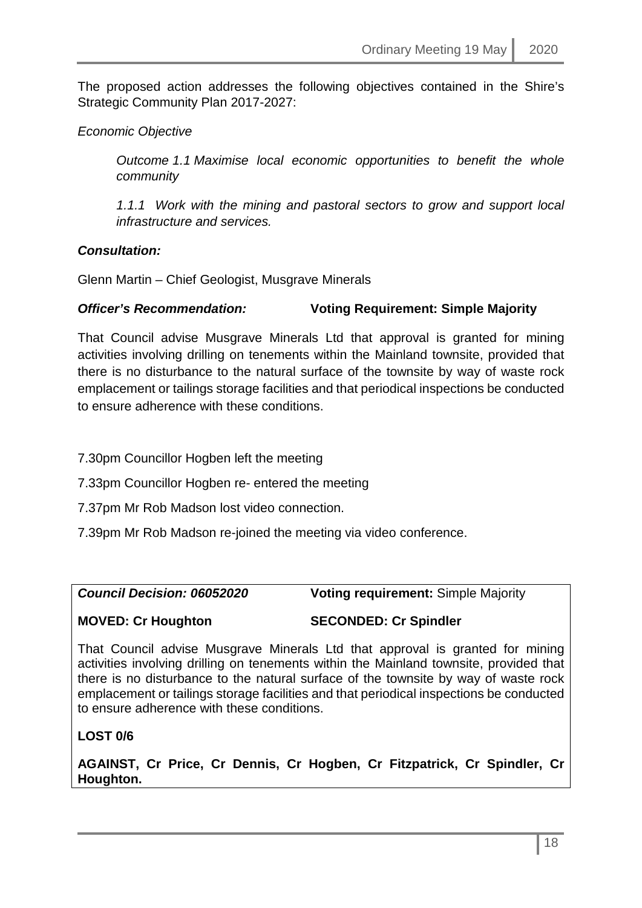The proposed action addresses the following objectives contained in the Shire's Strategic Community Plan 2017-2027:

*Economic Objective*

> *Outcome 1.1 Maximise local economic opportunities to benefit the whole community*
>
> *1.1.1 Work with the mining and pastoral sectors to grow and support local infrastructure and services.*

***Consultation:***

Glenn Martin – Chief Geologist, Musgrave Minerals

***Officer's Recommendation:*** **Voting Requirement: Simple Majority**

That Council advise Musgrave Minerals Ltd that approval is granted for mining activities involving drilling on tenements within the Mainland townsite, provided that there is no disturbance to the natural surface of the townsite by way of waste rock emplacement or tailings storage facilities and that periodical inspections be conducted to ensure adherence with these conditions.

7.30pm Councillor Hogben left the meeting

7.33pm Councillor Hogben re- entered the meeting

7.37pm Mr Rob Madson lost video connection.

7.39pm Mr Rob Madson re-joined the meeting via video conference.

***Council Decision: 06052020*** **Voting requirement:** Simple Majority

**MOVED: Cr Houghton** **SECONDED: Cr Spindler**

That Council advise Musgrave Minerals Ltd that approval is granted for mining activities involving drilling on tenements within the Mainland townsite, provided that there is no disturbance to the natural surface of the townsite by way of waste rock emplacement or tailings storage facilities and that periodical inspections be conducted to ensure adherence with these conditions.

**LOST 0/6**

**AGAINST, Cr Price, Cr Dennis, Cr Hogben, Cr Fitzpatrick, Cr Spindler, Cr Houghton.**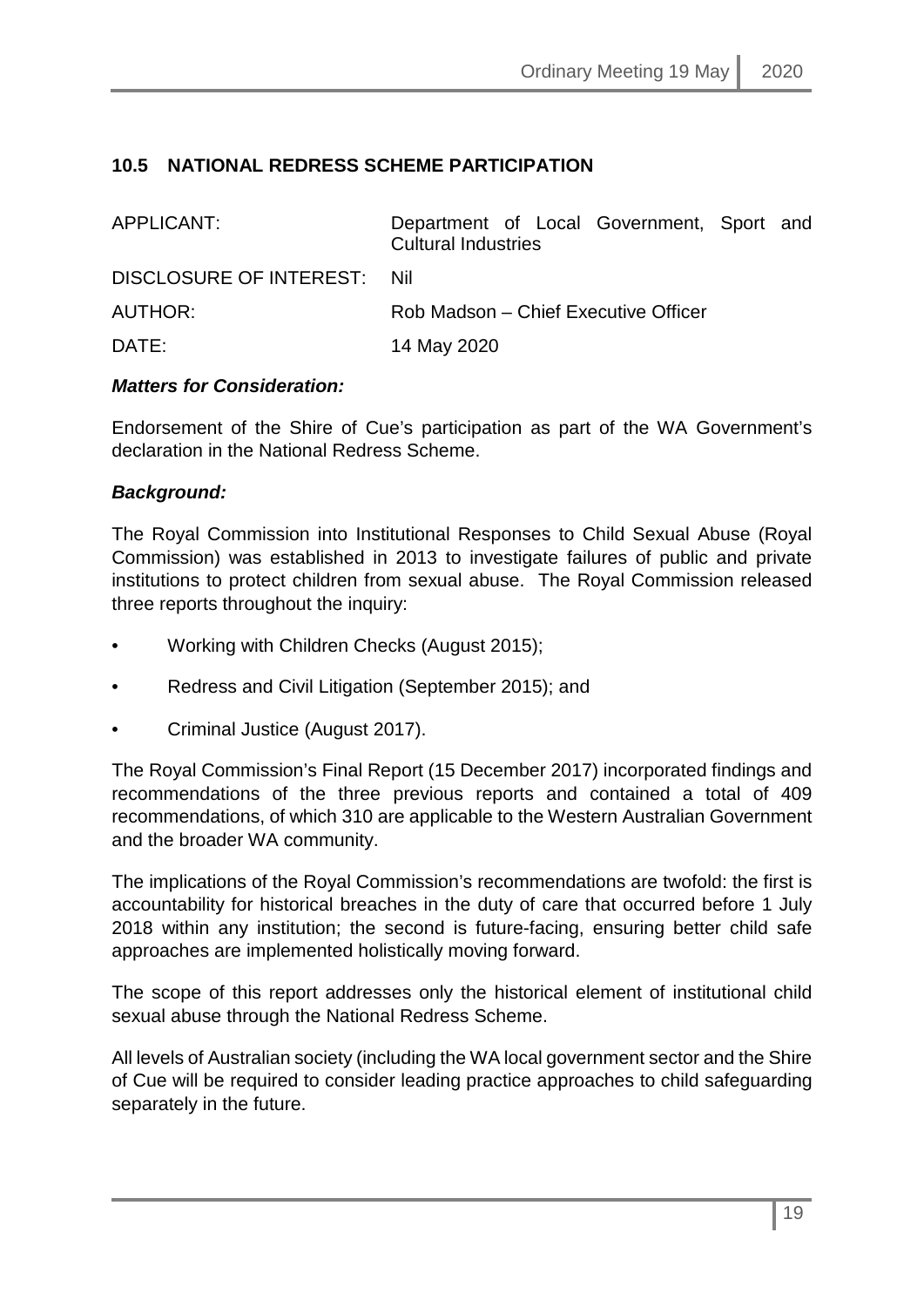## 10.5 NATIONAL REDRESS SCHEME PARTICIPATION

| | |
|---|---|
| APPLICANT: | Department of Local Government, Sport and Cultural Industries |
| DISCLOSURE OF INTEREST: | Nil |
| AUTHOR: | Rob Madson – Chief Executive Officer |
| DATE: | 14 May 2020 |

***Matters for Consideration:***

Endorsement of the Shire of Cue's participation as part of the WA Government's declaration in the National Redress Scheme.

***Background:***

The Royal Commission into Institutional Responses to Child Sexual Abuse (Royal Commission) was established in 2013 to investigate failures of public and private institutions to protect children from sexual abuse. The Royal Commission released three reports throughout the inquiry:

- Working with Children Checks (August 2015);
- Redress and Civil Litigation (September 2015); and
- Criminal Justice (August 2017).

The Royal Commission's Final Report (15 December 2017) incorporated findings and recommendations of the three previous reports and contained a total of 409 recommendations, of which 310 are applicable to the Western Australian Government and the broader WA community.

The implications of the Royal Commission's recommendations are twofold: the first is accountability for historical breaches in the duty of care that occurred before 1 July 2018 within any institution; the second is future-facing, ensuring better child safe approaches are implemented holistically moving forward.

The scope of this report addresses only the historical element of institutional child sexual abuse through the National Redress Scheme.

All levels of Australian society (including the WA local government sector and the Shire of Cue will be required to consider leading practice approaches to child safeguarding separately in the future.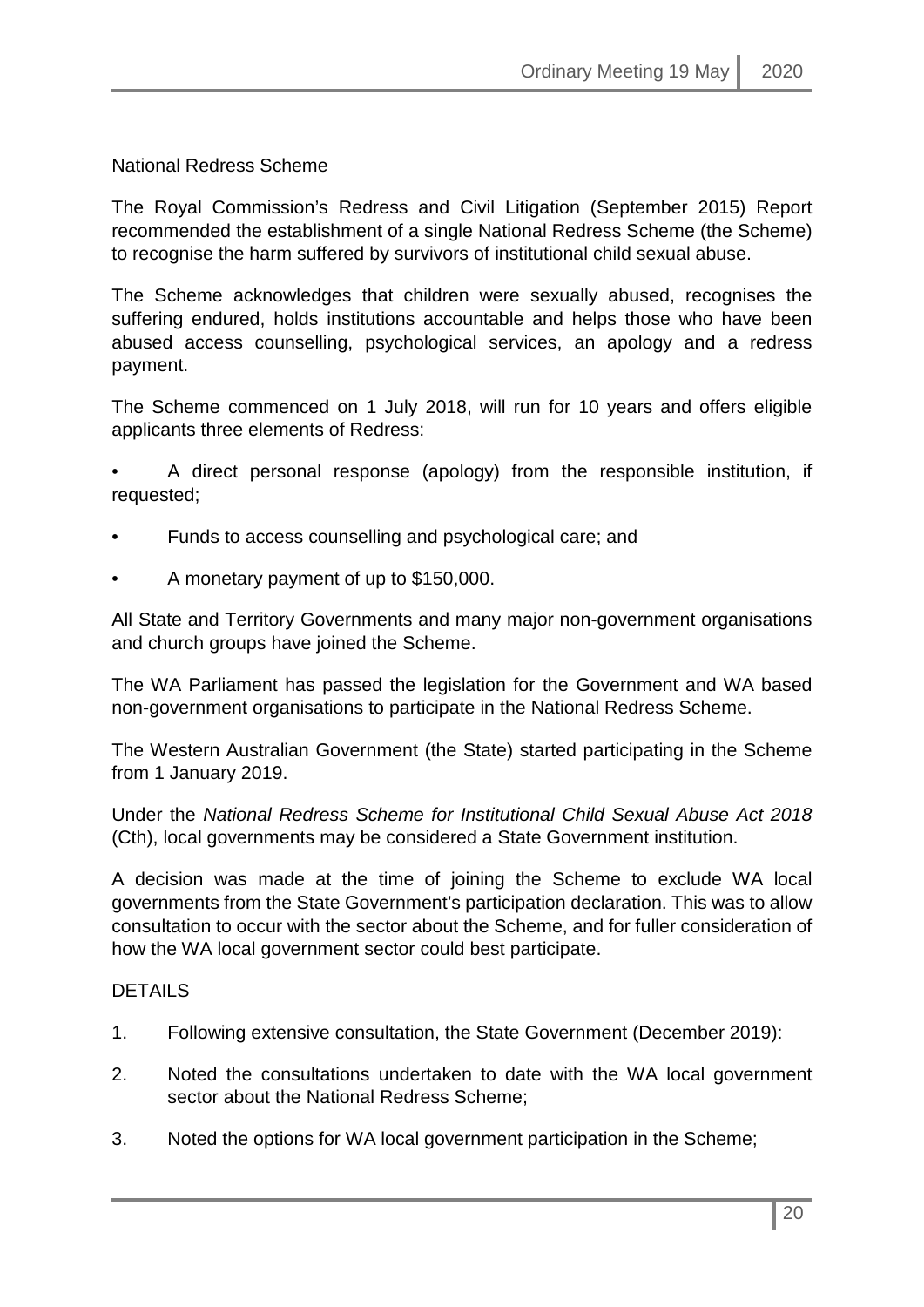National Redress Scheme

The Royal Commission's Redress and Civil Litigation (September 2015) Report recommended the establishment of a single National Redress Scheme (the Scheme) to recognise the harm suffered by survivors of institutional child sexual abuse.

The Scheme acknowledges that children were sexually abused, recognises the suffering endured, holds institutions accountable and helps those who have been abused access counselling, psychological services, an apology and a redress payment.

The Scheme commenced on 1 July 2018, will run for 10 years and offers eligible applicants three elements of Redress:

- A direct personal response (apology) from the responsible institution, if requested;
- Funds to access counselling and psychological care; and
- A monetary payment of up to $150,000.

All State and Territory Governments and many major non-government organisations and church groups have joined the Scheme.

The WA Parliament has passed the legislation for the Government and WA based non-government organisations to participate in the National Redress Scheme.

The Western Australian Government (the State) started participating in the Scheme from 1 January 2019.

Under the *National Redress Scheme for Institutional Child Sexual Abuse Act 2018* (Cth), local governments may be considered a State Government institution.

A decision was made at the time of joining the Scheme to exclude WA local governments from the State Government's participation declaration. This was to allow consultation to occur with the sector about the Scheme, and for fuller consideration of how the WA local government sector could best participate.

DETAILS

1. Following extensive consultation, the State Government (December 2019):
2. Noted the consultations undertaken to date with the WA local government sector about the National Redress Scheme;
3. Noted the options for WA local government participation in the Scheme;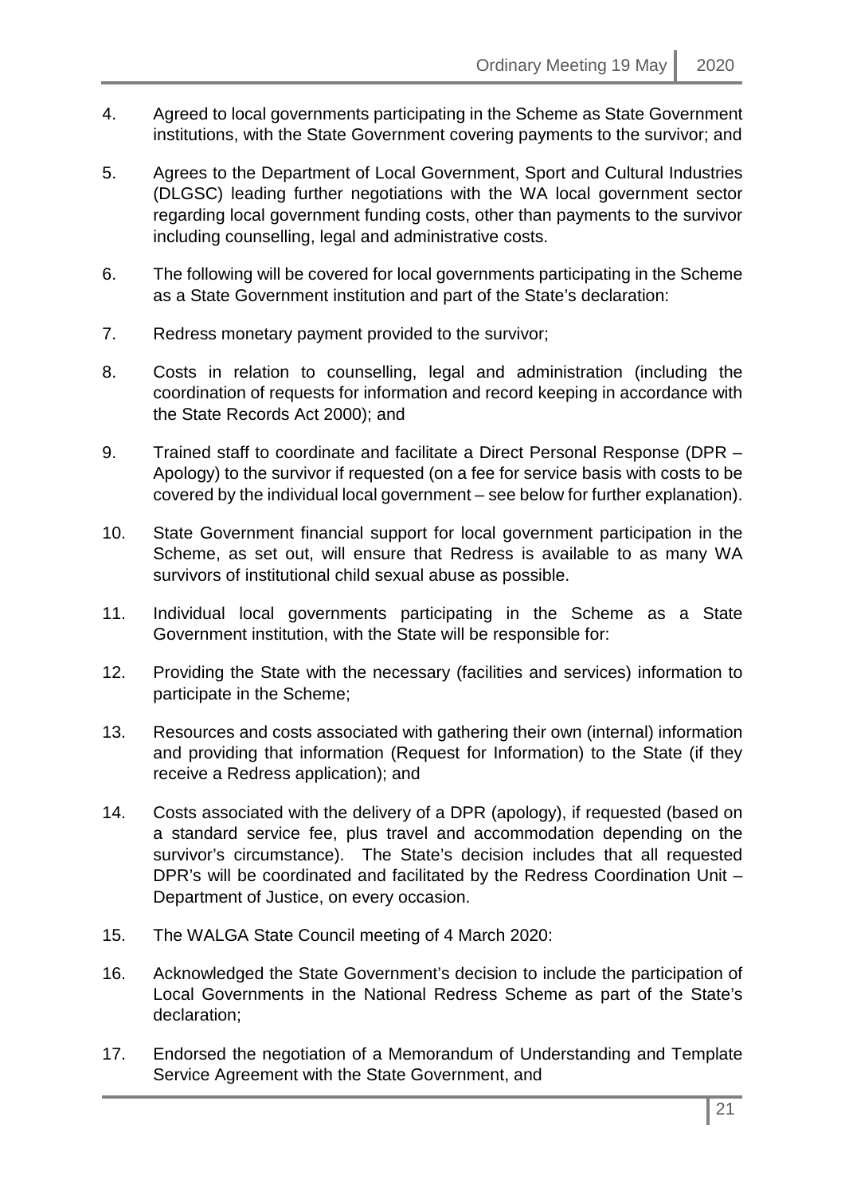4. Agreed to local governments participating in the Scheme as State Government institutions, with the State Government covering payments to the survivor; and

5. Agrees to the Department of Local Government, Sport and Cultural Industries (DLGSC) leading further negotiations with the WA local government sector regarding local government funding costs, other than payments to the survivor including counselling, legal and administrative costs.

6. The following will be covered for local governments participating in the Scheme as a State Government institution and part of the State's declaration:

7. Redress monetary payment provided to the survivor;

8. Costs in relation to counselling, legal and administration (including the coordination of requests for information and record keeping in accordance with the State Records Act 2000); and

9. Trained staff to coordinate and facilitate a Direct Personal Response (DPR – Apology) to the survivor if requested (on a fee for service basis with costs to be covered by the individual local government – see below for further explanation).

10. State Government financial support for local government participation in the Scheme, as set out, will ensure that Redress is available to as many WA survivors of institutional child sexual abuse as possible.

11. Individual local governments participating in the Scheme as a State Government institution, with the State will be responsible for:

12. Providing the State with the necessary (facilities and services) information to participate in the Scheme;

13. Resources and costs associated with gathering their own (internal) information and providing that information (Request for Information) to the State (if they receive a Redress application); and

14. Costs associated with the delivery of a DPR (apology), if requested (based on a standard service fee, plus travel and accommodation depending on the survivor's circumstance). The State's decision includes that all requested DPR's will be coordinated and facilitated by the Redress Coordination Unit – Department of Justice, on every occasion.

15. The WALGA State Council meeting of 4 March 2020:

16. Acknowledged the State Government's decision to include the participation of Local Governments in the National Redress Scheme as part of the State's declaration;

17. Endorsed the negotiation of a Memorandum of Understanding and Template Service Agreement with the State Government, and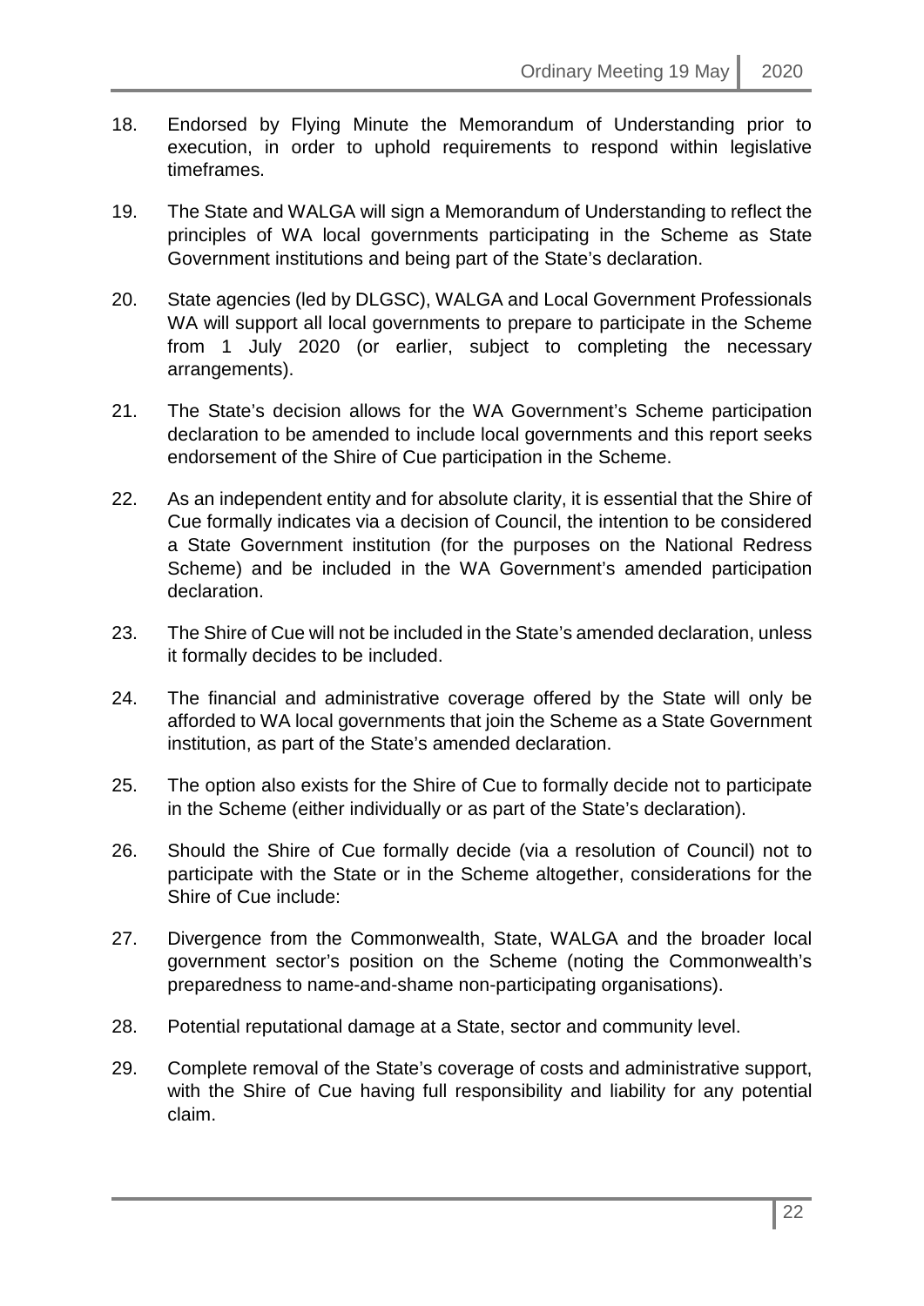18. Endorsed by Flying Minute the Memorandum of Understanding prior to execution, in order to uphold requirements to respond within legislative timeframes.

19. The State and WALGA will sign a Memorandum of Understanding to reflect the principles of WA local governments participating in the Scheme as State Government institutions and being part of the State's declaration.

20. State agencies (led by DLGSC), WALGA and Local Government Professionals WA will support all local governments to prepare to participate in the Scheme from 1 July 2020 (or earlier, subject to completing the necessary arrangements).

21. The State's decision allows for the WA Government's Scheme participation declaration to be amended to include local governments and this report seeks endorsement of the Shire of Cue participation in the Scheme.

22. As an independent entity and for absolute clarity, it is essential that the Shire of Cue formally indicates via a decision of Council, the intention to be considered a State Government institution (for the purposes on the National Redress Scheme) and be included in the WA Government's amended participation declaration.

23. The Shire of Cue will not be included in the State's amended declaration, unless it formally decides to be included.

24. The financial and administrative coverage offered by the State will only be afforded to WA local governments that join the Scheme as a State Government institution, as part of the State's amended declaration.

25. The option also exists for the Shire of Cue to formally decide not to participate in the Scheme (either individually or as part of the State's declaration).

26. Should the Shire of Cue formally decide (via a resolution of Council) not to participate with the State or in the Scheme altogether, considerations for the Shire of Cue include:

27. Divergence from the Commonwealth, State, WALGA and the broader local government sector's position on the Scheme (noting the Commonwealth's preparedness to name-and-shame non-participating organisations).

28. Potential reputational damage at a State, sector and community level.

29. Complete removal of the State's coverage of costs and administrative support, with the Shire of Cue having full responsibility and liability for any potential claim.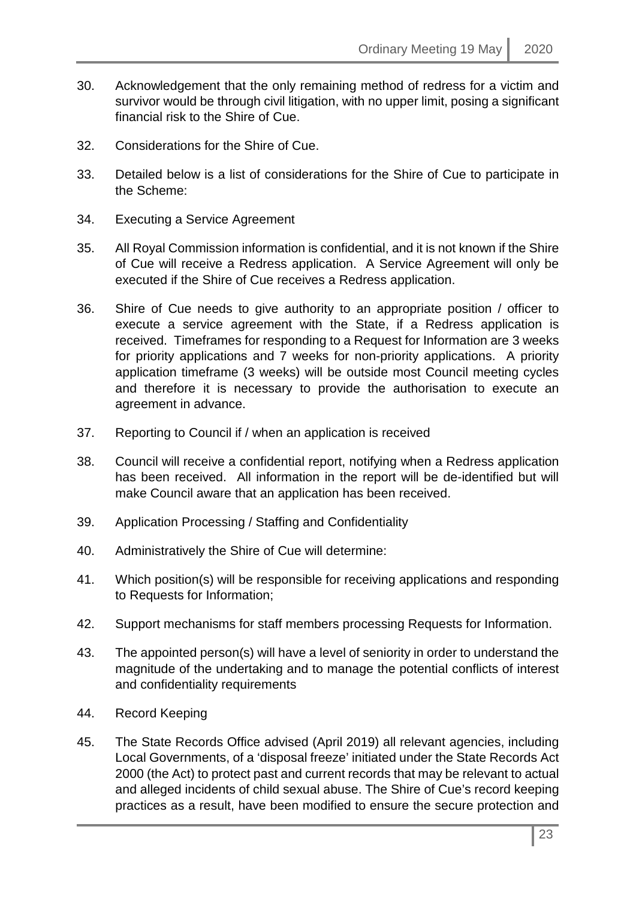30. Acknowledgement that the only remaining method of redress for a victim and survivor would be through civil litigation, with no upper limit, posing a significant financial risk to the Shire of Cue.

32. Considerations for the Shire of Cue.

33. Detailed below is a list of considerations for the Shire of Cue to participate in the Scheme:

34. Executing a Service Agreement

35. All Royal Commission information is confidential, and it is not known if the Shire of Cue will receive a Redress application. A Service Agreement will only be executed if the Shire of Cue receives a Redress application.

36. Shire of Cue needs to give authority to an appropriate position / officer to execute a service agreement with the State, if a Redress application is received. Timeframes for responding to a Request for Information are 3 weeks for priority applications and 7 weeks for non-priority applications. A priority application timeframe (3 weeks) will be outside most Council meeting cycles and therefore it is necessary to provide the authorisation to execute an agreement in advance.

37. Reporting to Council if / when an application is received

38. Council will receive a confidential report, notifying when a Redress application has been received. All information in the report will be de-identified but will make Council aware that an application has been received.

39. Application Processing / Staffing and Confidentiality

40. Administratively the Shire of Cue will determine:

41. Which position(s) will be responsible for receiving applications and responding to Requests for Information;

42. Support mechanisms for staff members processing Requests for Information.

43. The appointed person(s) will have a level of seniority in order to understand the magnitude of the undertaking and to manage the potential conflicts of interest and confidentiality requirements

44. Record Keeping

45. The State Records Office advised (April 2019) all relevant agencies, including Local Governments, of a 'disposal freeze' initiated under the State Records Act 2000 (the Act) to protect past and current records that may be relevant to actual and alleged incidents of child sexual abuse. The Shire of Cue's record keeping practices as a result, have been modified to ensure the secure protection and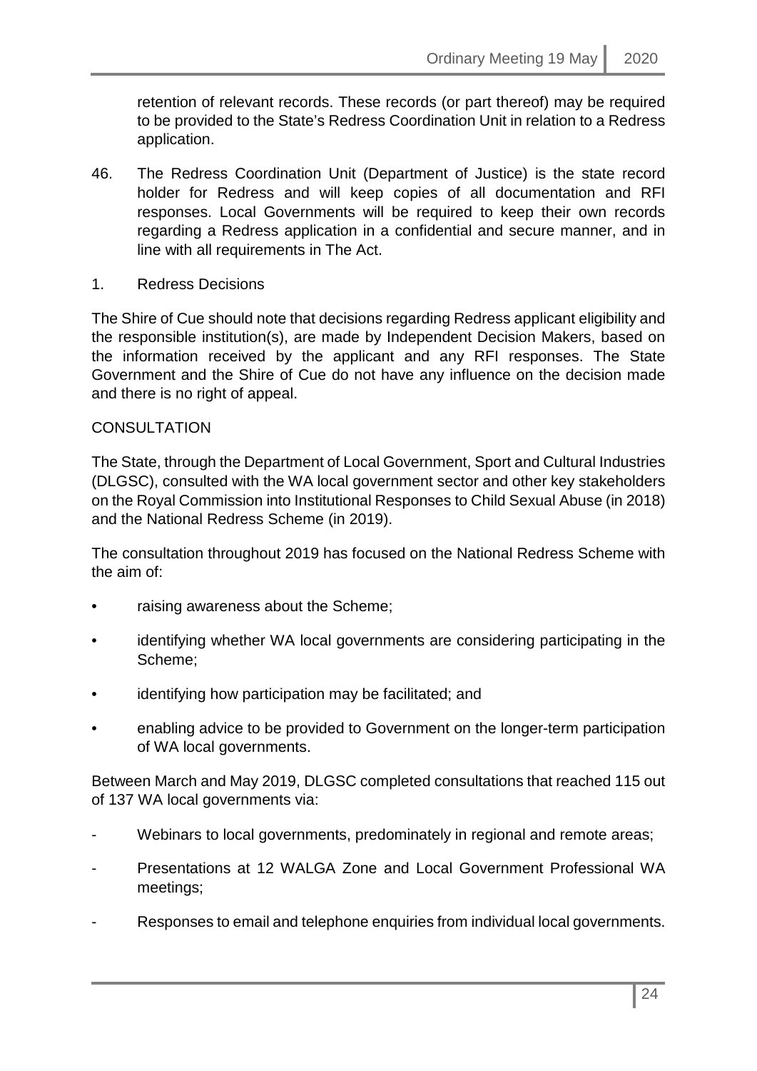retention of relevant records. These records (or part thereof) may be required to be provided to the State's Redress Coordination Unit in relation to a Redress application.

46. The Redress Coordination Unit (Department of Justice) is the state record holder for Redress and will keep copies of all documentation and RFI responses. Local Governments will be required to keep their own records regarding a Redress application in a confidential and secure manner, and in line with all requirements in The Act.

1. Redress Decisions

The Shire of Cue should note that decisions regarding Redress applicant eligibility and the responsible institution(s), are made by Independent Decision Makers, based on the information received by the applicant and any RFI responses. The State Government and the Shire of Cue do not have any influence on the decision made and there is no right of appeal.

CONSULTATION

The State, through the Department of Local Government, Sport and Cultural Industries (DLGSC), consulted with the WA local government sector and other key stakeholders on the Royal Commission into Institutional Responses to Child Sexual Abuse (in 2018) and the National Redress Scheme (in 2019).

The consultation throughout 2019 has focused on the National Redress Scheme with the aim of:

- raising awareness about the Scheme;
- identifying whether WA local governments are considering participating in the Scheme;
- identifying how participation may be facilitated; and
- enabling advice to be provided to Government on the longer-term participation of WA local governments.

Between March and May 2019, DLGSC completed consultations that reached 115 out of 137 WA local governments via:

- Webinars to local governments, predominately in regional and remote areas;
- Presentations at 12 WALGA Zone and Local Government Professional WA meetings;
- Responses to email and telephone enquiries from individual local governments.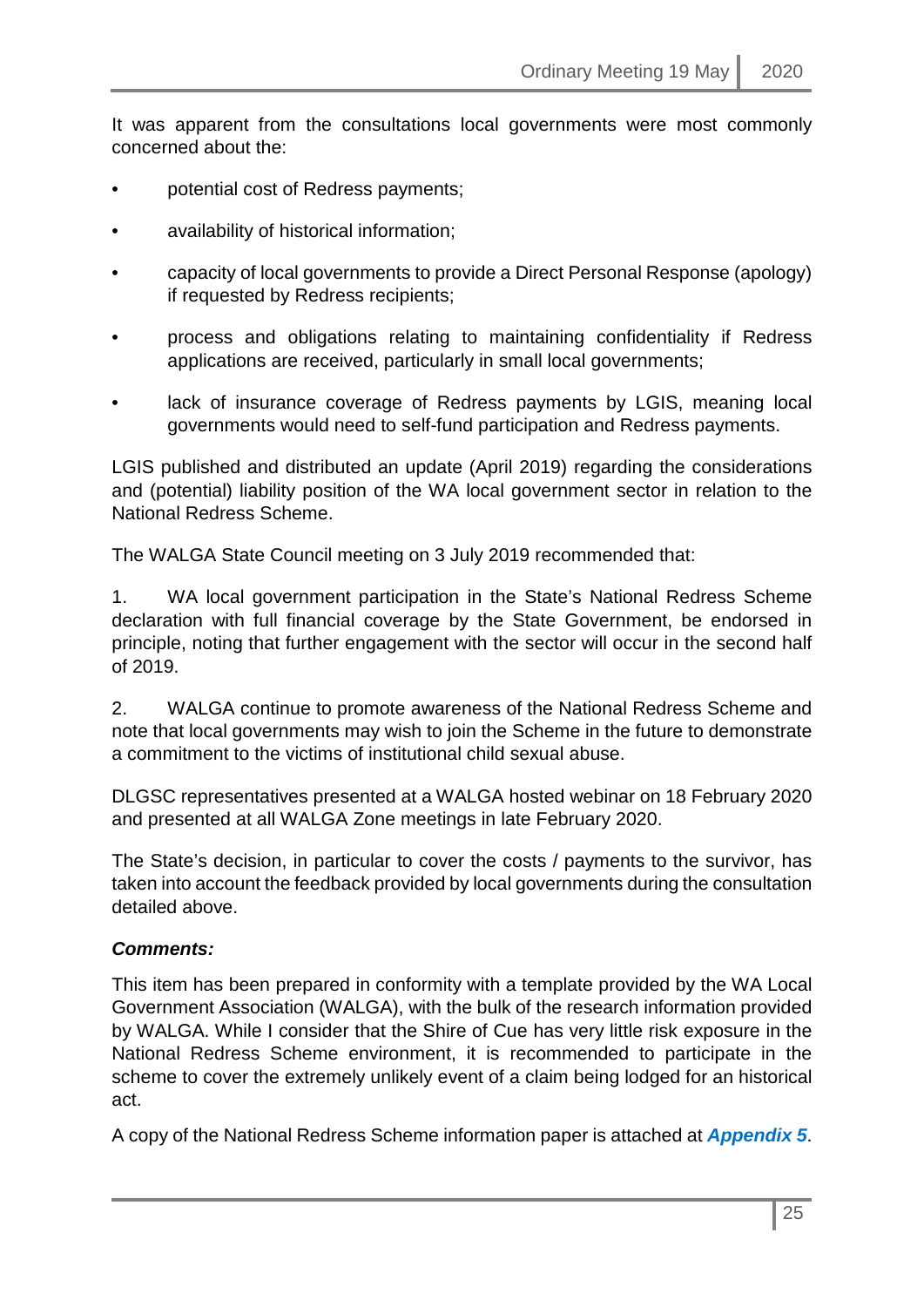It was apparent from the consultations local governments were most commonly concerned about the:

- potential cost of Redress payments;
- availability of historical information;
- capacity of local governments to provide a Direct Personal Response (apology) if requested by Redress recipients;
- process and obligations relating to maintaining confidentiality if Redress applications are received, particularly in small local governments;
- lack of insurance coverage of Redress payments by LGIS, meaning local governments would need to self-fund participation and Redress payments.

LGIS published and distributed an update (April 2019) regarding the considerations and (potential) liability position of the WA local government sector in relation to the National Redress Scheme.

The WALGA State Council meeting on 3 July 2019 recommended that:

1. WA local government participation in the State's National Redress Scheme declaration with full financial coverage by the State Government, be endorsed in principle, noting that further engagement with the sector will occur in the second half of 2019.

2. WALGA continue to promote awareness of the National Redress Scheme and note that local governments may wish to join the Scheme in the future to demonstrate a commitment to the victims of institutional child sexual abuse.

DLGSC representatives presented at a WALGA hosted webinar on 18 February 2020 and presented at all WALGA Zone meetings in late February 2020.

The State's decision, in particular to cover the costs / payments to the survivor, has taken into account the feedback provided by local governments during the consultation detailed above.

***Comments:***

This item has been prepared in conformity with a template provided by the WA Local Government Association (WALGA), with the bulk of the research information provided by WALGA. While I consider that the Shire of Cue has very little risk exposure in the National Redress Scheme environment, it is recommended to participate in the scheme to cover the extremely unlikely event of a claim being lodged for an historical act.

A copy of the National Redress Scheme information paper is attached at ***Appendix 5***.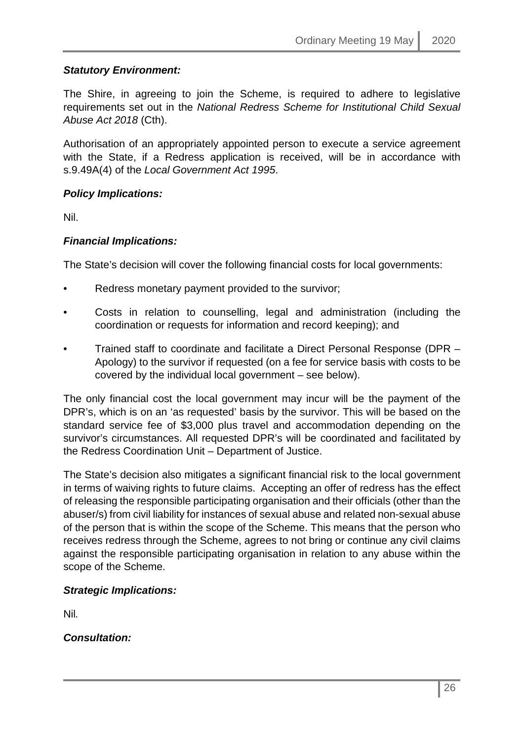***Statutory Environment:***

The Shire, in agreeing to join the Scheme, is required to adhere to legislative requirements set out in the *National Redress Scheme for Institutional Child Sexual Abuse Act 2018* (Cth).

Authorisation of an appropriately appointed person to execute a service agreement with the State, if a Redress application is received, will be in accordance with s.9.49A(4) of the *Local Government Act 1995*.

***Policy Implications:***

Nil.

***Financial Implications:***

The State's decision will cover the following financial costs for local governments:

- Redress monetary payment provided to the survivor;
- Costs in relation to counselling, legal and administration (including the coordination or requests for information and record keeping); and
- Trained staff to coordinate and facilitate a Direct Personal Response (DPR – Apology) to the survivor if requested (on a fee for service basis with costs to be covered by the individual local government – see below).

The only financial cost the local government may incur will be the payment of the DPR's, which is on an 'as requested' basis by the survivor. This will be based on the standard service fee of $3,000 plus travel and accommodation depending on the survivor's circumstances. All requested DPR's will be coordinated and facilitated by the Redress Coordination Unit – Department of Justice.

The State's decision also mitigates a significant financial risk to the local government in terms of waiving rights to future claims. Accepting an offer of redress has the effect of releasing the responsible participating organisation and their officials (other than the abuser/s) from civil liability for instances of sexual abuse and related non-sexual abuse of the person that is within the scope of the Scheme. This means that the person who receives redress through the Scheme, agrees to not bring or continue any civil claims against the responsible participating organisation in relation to any abuse within the scope of the Scheme.

***Strategic Implications:***

Nil.

***Consultation:***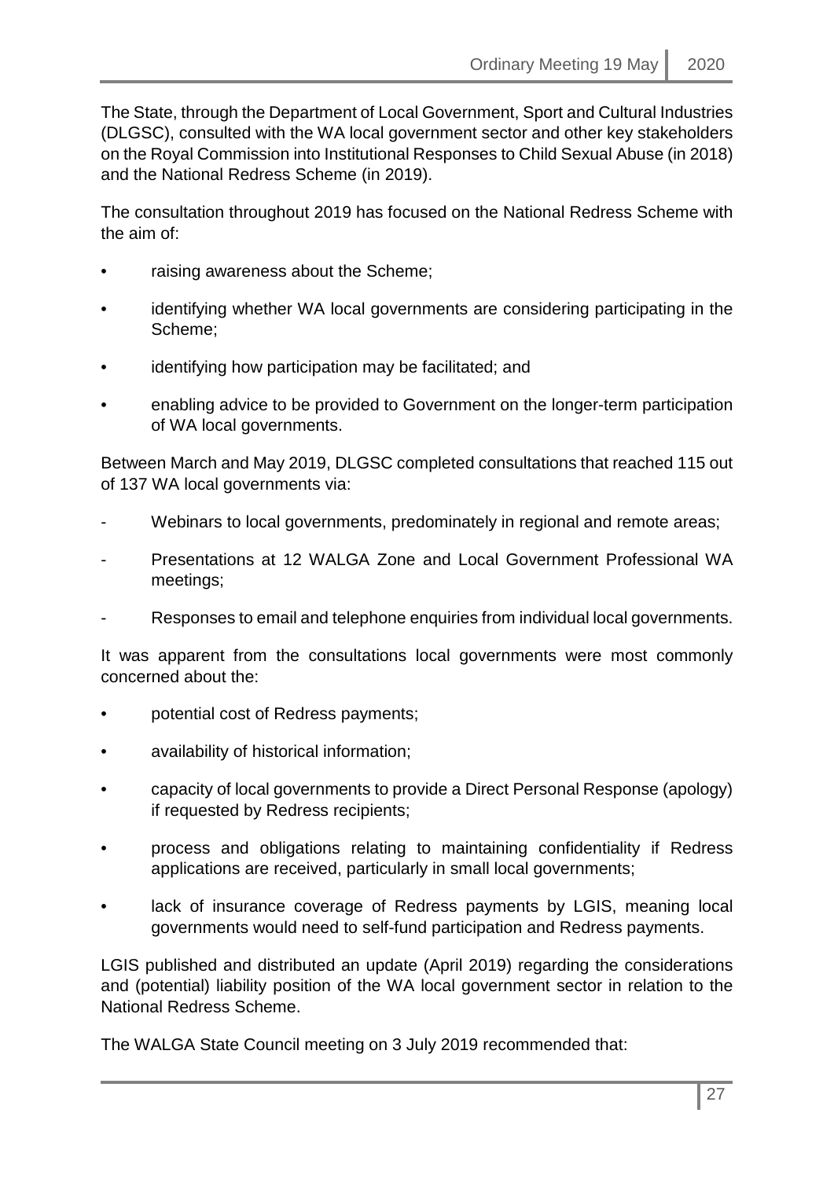The State, through the Department of Local Government, Sport and Cultural Industries (DLGSC), consulted with the WA local government sector and other key stakeholders on the Royal Commission into Institutional Responses to Child Sexual Abuse (in 2018) and the National Redress Scheme (in 2019).

The consultation throughout 2019 has focused on the National Redress Scheme with the aim of:

- raising awareness about the Scheme;
- identifying whether WA local governments are considering participating in the Scheme;
- identifying how participation may be facilitated; and
- enabling advice to be provided to Government on the longer-term participation of WA local governments.

Between March and May 2019, DLGSC completed consultations that reached 115 out of 137 WA local governments via:

- Webinars to local governments, predominately in regional and remote areas;
- Presentations at 12 WALGA Zone and Local Government Professional WA meetings;
- Responses to email and telephone enquiries from individual local governments.

It was apparent from the consultations local governments were most commonly concerned about the:

- potential cost of Redress payments;
- availability of historical information;
- capacity of local governments to provide a Direct Personal Response (apology) if requested by Redress recipients;
- process and obligations relating to maintaining confidentiality if Redress applications are received, particularly in small local governments;
- lack of insurance coverage of Redress payments by LGIS, meaning local governments would need to self-fund participation and Redress payments.

LGIS published and distributed an update (April 2019) regarding the considerations and (potential) liability position of the WA local government sector in relation to the National Redress Scheme.

The WALGA State Council meeting on 3 July 2019 recommended that: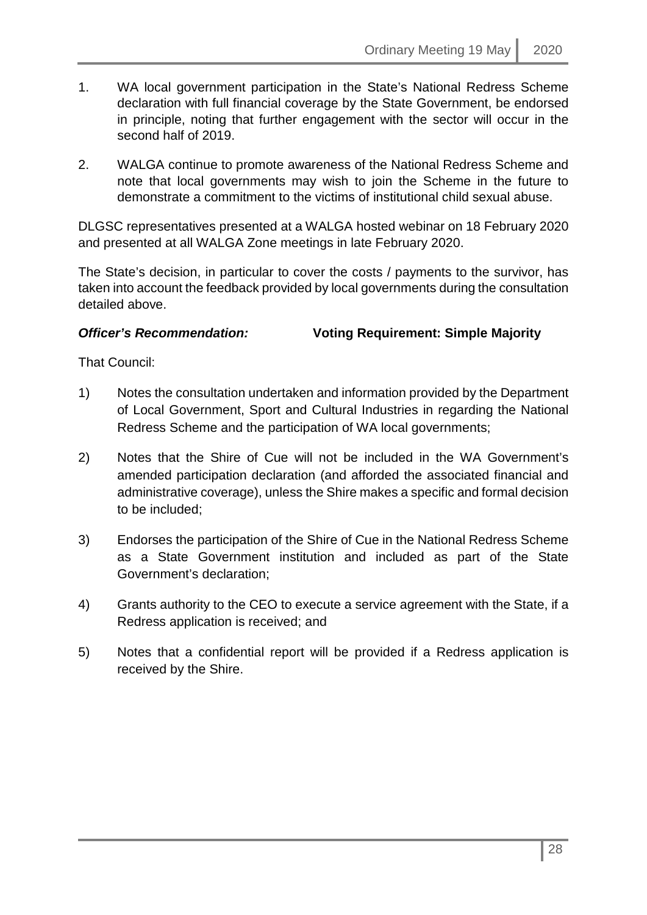1. WA local government participation in the State's National Redress Scheme declaration with full financial coverage by the State Government, be endorsed in principle, noting that further engagement with the sector will occur in the second half of 2019.

2. WALGA continue to promote awareness of the National Redress Scheme and note that local governments may wish to join the Scheme in the future to demonstrate a commitment to the victims of institutional child sexual abuse.

DLGSC representatives presented at a WALGA hosted webinar on 18 February 2020 and presented at all WALGA Zone meetings in late February 2020.

The State's decision, in particular to cover the costs / payments to the survivor, has taken into account the feedback provided by local governments during the consultation detailed above.

***Officer's Recommendation:*** **Voting Requirement: Simple Majority**

That Council:

1) Notes the consultation undertaken and information provided by the Department of Local Government, Sport and Cultural Industries in regarding the National Redress Scheme and the participation of WA local governments;

2) Notes that the Shire of Cue will not be included in the WA Government's amended participation declaration (and afforded the associated financial and administrative coverage), unless the Shire makes a specific and formal decision to be included;

3) Endorses the participation of the Shire of Cue in the National Redress Scheme as a State Government institution and included as part of the State Government's declaration;

4) Grants authority to the CEO to execute a service agreement with the State, if a Redress application is received; and

5) Notes that a confidential report will be provided if a Redress application is received by the Shire.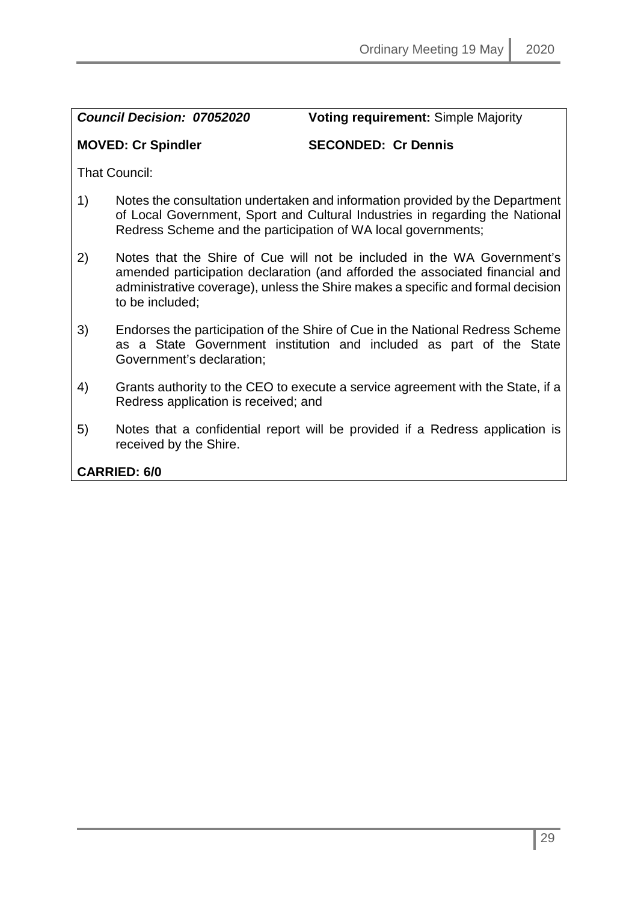***Council Decision: 07052020*** **Voting requirement:** Simple Majority

**MOVED: Cr Spindler** **SECONDED: Cr Dennis**

That Council:

1) Notes the consultation undertaken and information provided by the Department of Local Government, Sport and Cultural Industries in regarding the National Redress Scheme and the participation of WA local governments;

2) Notes that the Shire of Cue will not be included in the WA Government's amended participation declaration (and afforded the associated financial and administrative coverage), unless the Shire makes a specific and formal decision to be included;

3) Endorses the participation of the Shire of Cue in the National Redress Scheme as a State Government institution and included as part of the State Government's declaration;

4) Grants authority to the CEO to execute a service agreement with the State, if a Redress application is received; and

5) Notes that a confidential report will be provided if a Redress application is received by the Shire.

**CARRIED: 6/0**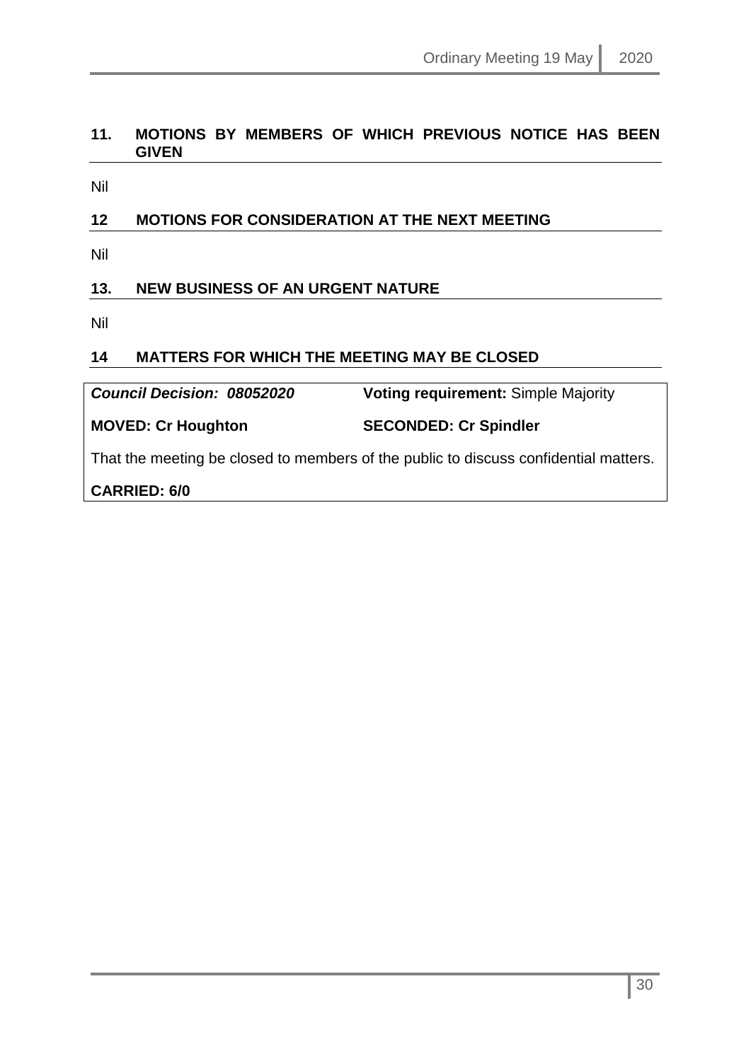## 11. MOTIONS BY MEMBERS OF WHICH PREVIOUS NOTICE HAS BEEN GIVEN

Nil

## 12 MOTIONS FOR CONSIDERATION AT THE NEXT MEETING

Nil

## 13. NEW BUSINESS OF AN URGENT NATURE

Nil

## 14 MATTERS FOR WHICH THE MEETING MAY BE CLOSED

***Council Decision: 08052020*** **Voting requirement:** Simple Majority

**MOVED: Cr Houghton** **SECONDED: Cr Spindler**

That the meeting be closed to members of the public to discuss confidential matters.

**CARRIED: 6/0**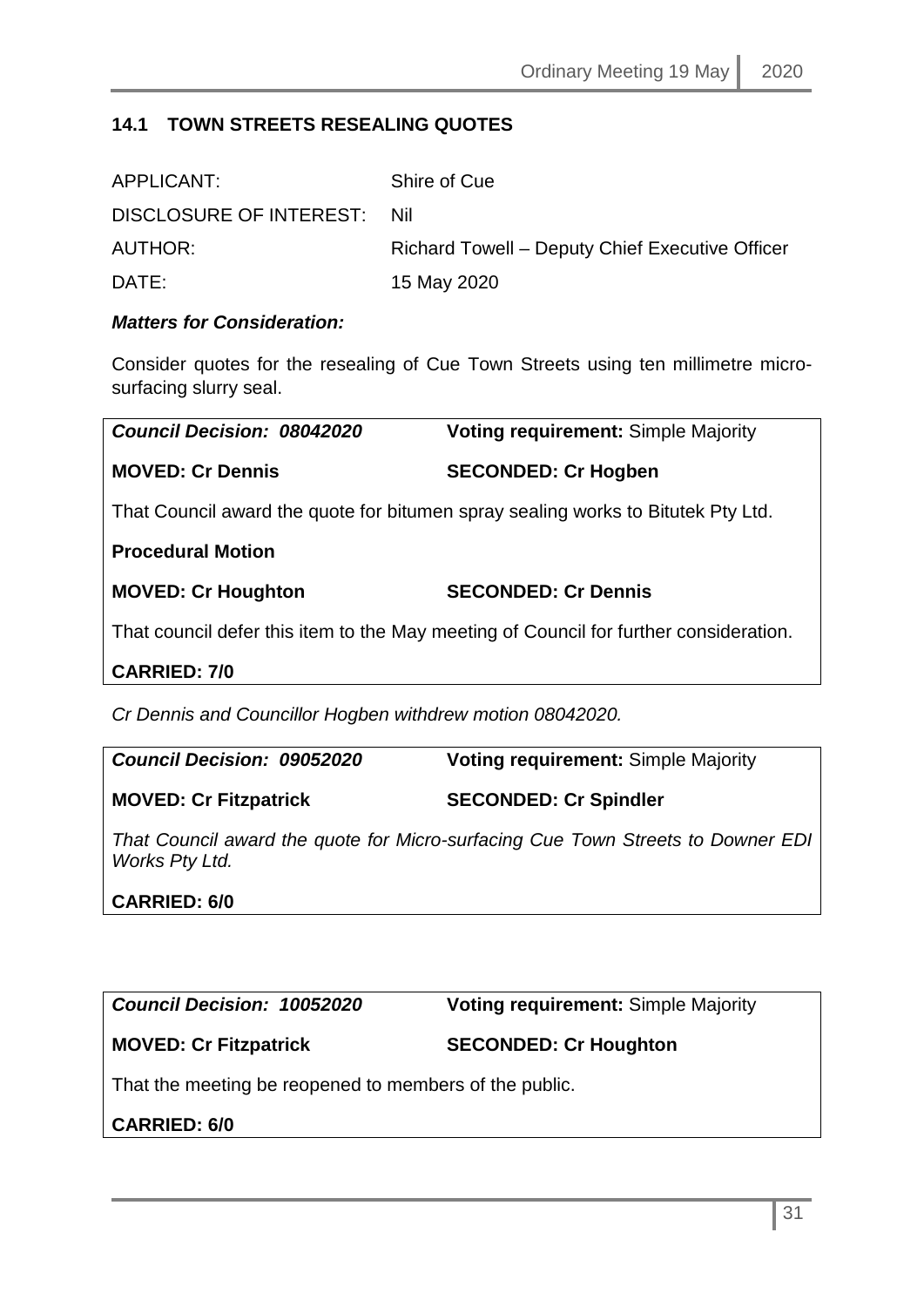## 14.1 TOWN STREETS RESEALING QUOTES

| | |
|---|---|
| APPLICANT: | Shire of Cue |
| DISCLOSURE OF INTEREST: | Nil |
| AUTHOR: | Richard Towell – Deputy Chief Executive Officer |
| DATE: | 15 May 2020 |

***Matters for Consideration:***

Consider quotes for the resealing of Cue Town Streets using ten millimetre micro-surfacing slurry seal.

***Council Decision: 08042020*** **Voting requirement:** Simple Majority

**MOVED: Cr Dennis** **SECONDED: Cr Hogben**

That Council award the quote for bitumen spray sealing works to Bitutek Pty Ltd.

**Procedural Motion**

**MOVED: Cr Houghton** **SECONDED: Cr Dennis**

That council defer this item to the May meeting of Council for further consideration.

**CARRIED: 7/0**

*Cr Dennis and Councillor Hogben withdrew motion 08042020.*

***Council Decision: 09052020*** **Voting requirement:** Simple Majority

**MOVED: Cr Fitzpatrick** **SECONDED: Cr Spindler**

*That Council award the quote for Micro-surfacing Cue Town Streets to Downer EDI Works Pty Ltd.*

**CARRIED: 6/0**

***Council Decision: 10052020*** **Voting requirement:** Simple Majority

**MOVED: Cr Fitzpatrick** **SECONDED: Cr Houghton**

That the meeting be reopened to members of the public.

**CARRIED: 6/0**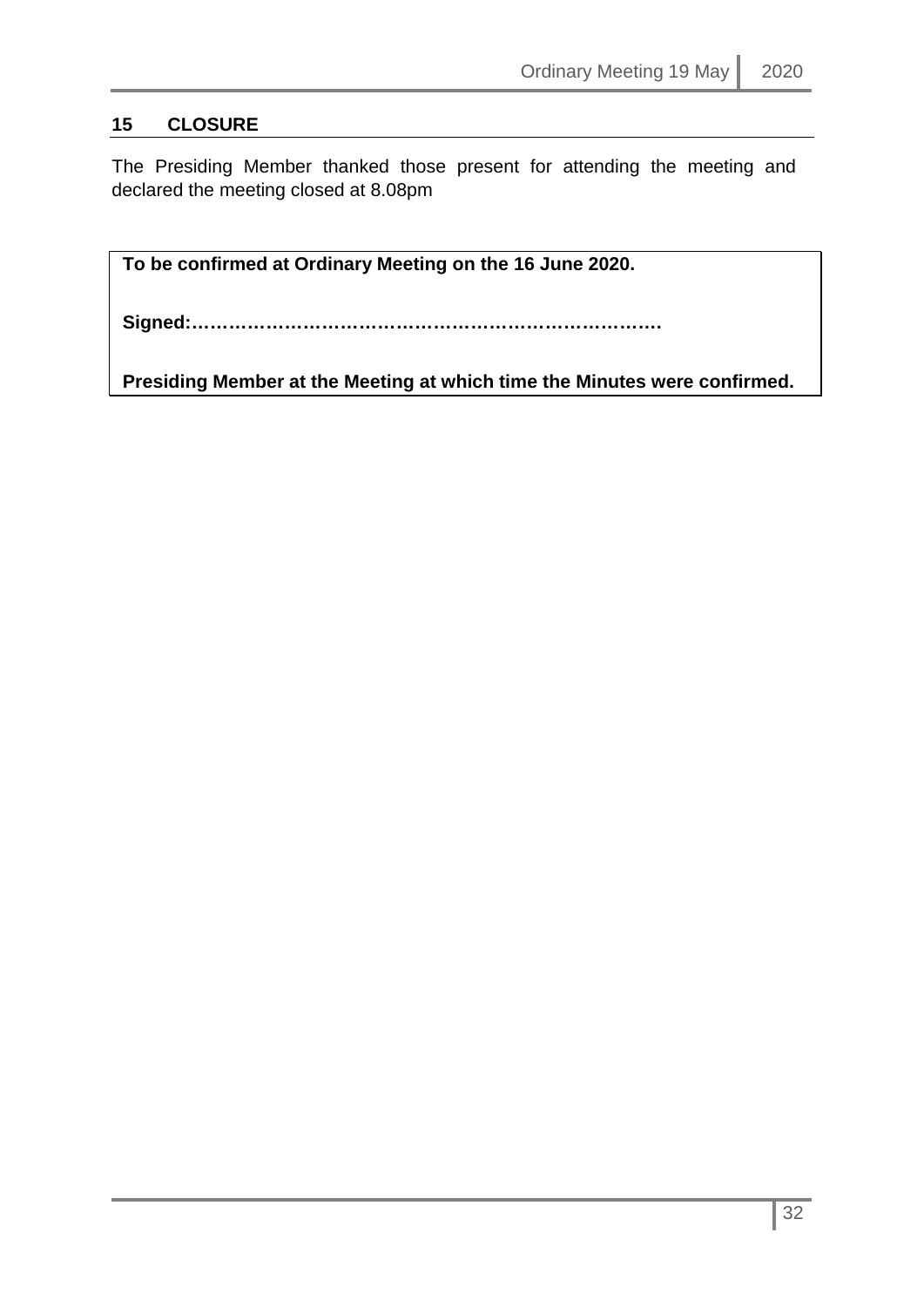## 15 CLOSURE

The Presiding Member thanked those present for attending the meeting and declared the meeting closed at 8.08pm

**To be confirmed at Ordinary Meeting on the 16 June 2020.**

**Signed:…………………………………………………………………**

**Presiding Member at the Meeting at which time the Minutes were confirmed.**